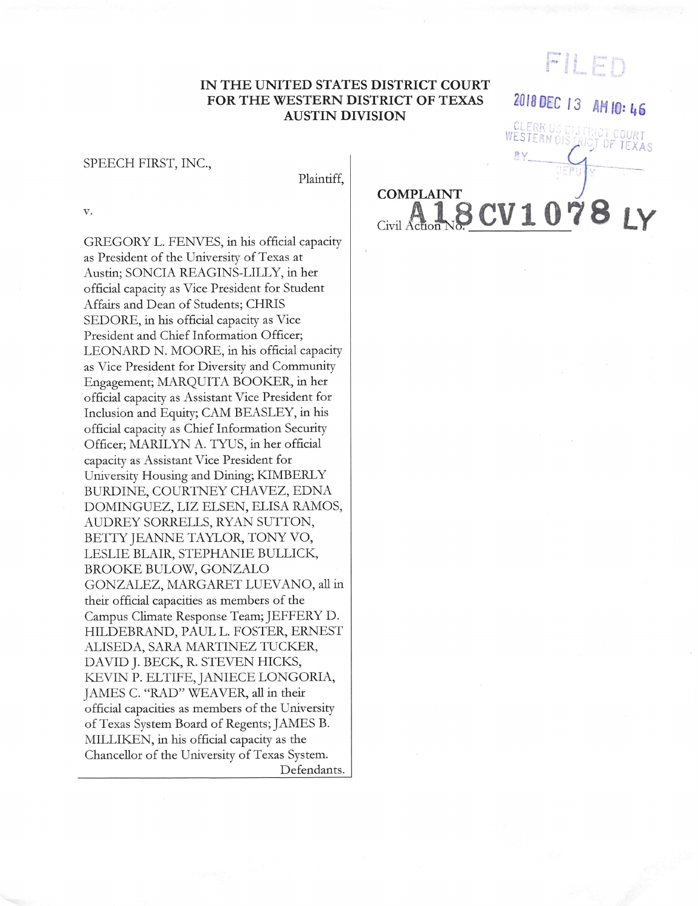FILED

2018 DEC 13 AM 10:46

CLERK US DISTRICT COURT
WESTERN DISTRICT OF TEXAS

BY ________ DEPUTY

**IN THE UNITED STATES DISTRICT COURT**
**FOR THE WESTERN DISTRICT OF TEXAS**
**AUSTIN DIVISION**

SPEECH FIRST, INC.,

Plaintiff,

v.

GREGORY L. FENVES, in his official capacity as President of the University of Texas at Austin; SONCIA REAGINS-LILLY, in her official capacity as Vice President for Student Affairs and Dean of Students; CHRIS SEDORE, in his official capacity as Vice President and Chief Information Officer; LEONARD N. MOORE, in his official capacity as Vice President for Diversity and Community Engagement; MARQUITA BOOKER, in her official capacity as Assistant Vice President for Inclusion and Equity; CAM BEASLEY, in his official capacity as Chief Information Security Officer; MARILYN A. TYUS, in her official capacity as Assistant Vice President for University Housing and Dining; KIMBERLY BURDINE, COURTNEY CHAVEZ, EDNA DOMINGUEZ, LIZ ELSEN, ELISA RAMOS, AUDREY SORRELLS, RYAN SUTTON, BETTY JEANNE TAYLOR, TONY VO, LESLIE BLAIR, STEPHANIE BULLICK, BROOKE BULOW, GONZALO GONZALEZ, MARGARET LUEVANO, all in their official capacities as members of the Campus Climate Response Team; JEFFERY D. HILDEBRAND, PAUL L. FOSTER, ERNEST ALISEDA, SARA MARTINEZ TUCKER, DAVID J. BECK, R. STEVEN HICKS, KEVIN P. ELTIFE, JANIECE LONGORIA, JAMES C. "RAD" WEAVER, all in their official capacities as members of the University of Texas System Board of Regents; JAMES B. MILLIKEN, in his official capacity as the Chancellor of the University of Texas System.

Defendants.

**COMPLAINT**

Civil Action No. A18CV1078 LY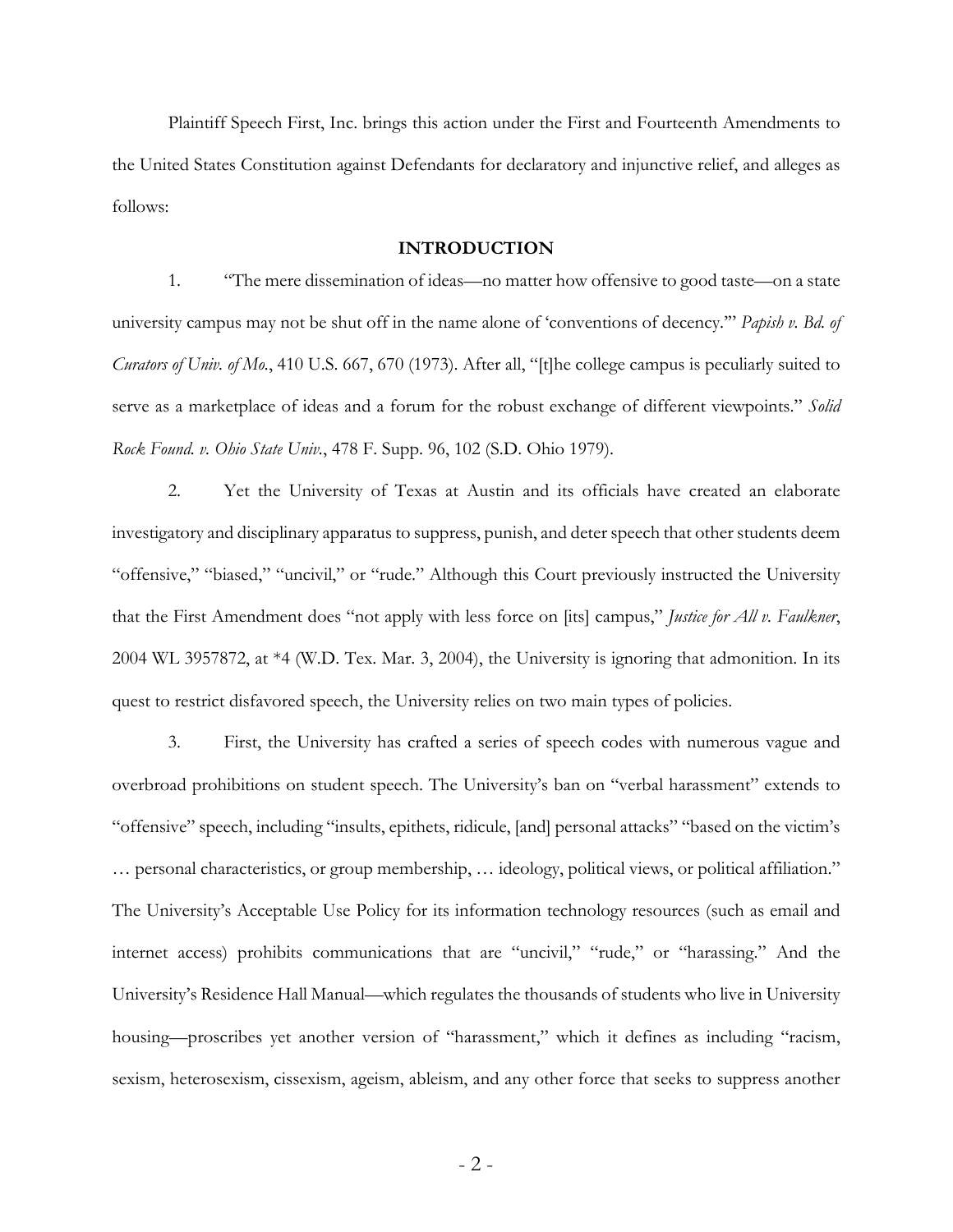Plaintiff Speech First, Inc. brings this action under the First and Fourteenth Amendments to the United States Constitution against Defendants for declaratory and injunctive relief, and alleges as follows:

## INTRODUCTION

1. "The mere dissemination of ideas—no matter how offensive to good taste—on a state university campus may not be shut off in the name alone of 'conventions of decency.'" *Papish v. Bd. of Curators of Univ. of Mo.*, 410 U.S. 667, 670 (1973). After all, "[t]he college campus is peculiarly suited to serve as a marketplace of ideas and a forum for the robust exchange of different viewpoints." *Solid Rock Found. v. Ohio State Univ.*, 478 F. Supp. 96, 102 (S.D. Ohio 1979).

2. Yet the University of Texas at Austin and its officials have created an elaborate investigatory and disciplinary apparatus to suppress, punish, and deter speech that other students deem "offensive," "biased," "uncivil," or "rude." Although this Court previously instructed the University that the First Amendment does "not apply with less force on [its] campus," *Justice for All v. Faulkner*, 2004 WL 3957872, at *4 (W.D. Tex. Mar. 3, 2004), the University is ignoring that admonition. In its quest to restrict disfavored speech, the University relies on two main types of policies.

3. First, the University has crafted a series of speech codes with numerous vague and overbroad prohibitions on student speech. The University's ban on "verbal harassment" extends to "offensive" speech, including "insults, epithets, ridicule, [and] personal attacks" "based on the victim's … personal characteristics, or group membership, … ideology, political views, or political affiliation." The University's Acceptable Use Policy for its information technology resources (such as email and internet access) prohibits communications that are "uncivil," "rude," or "harassing." And the University's Residence Hall Manual—which regulates the thousands of students who live in University housing—proscribes yet another version of "harassment," which it defines as including "racism, sexism, heterosexism, cissexism, ageism, ableism, and any other force that seeks to suppress another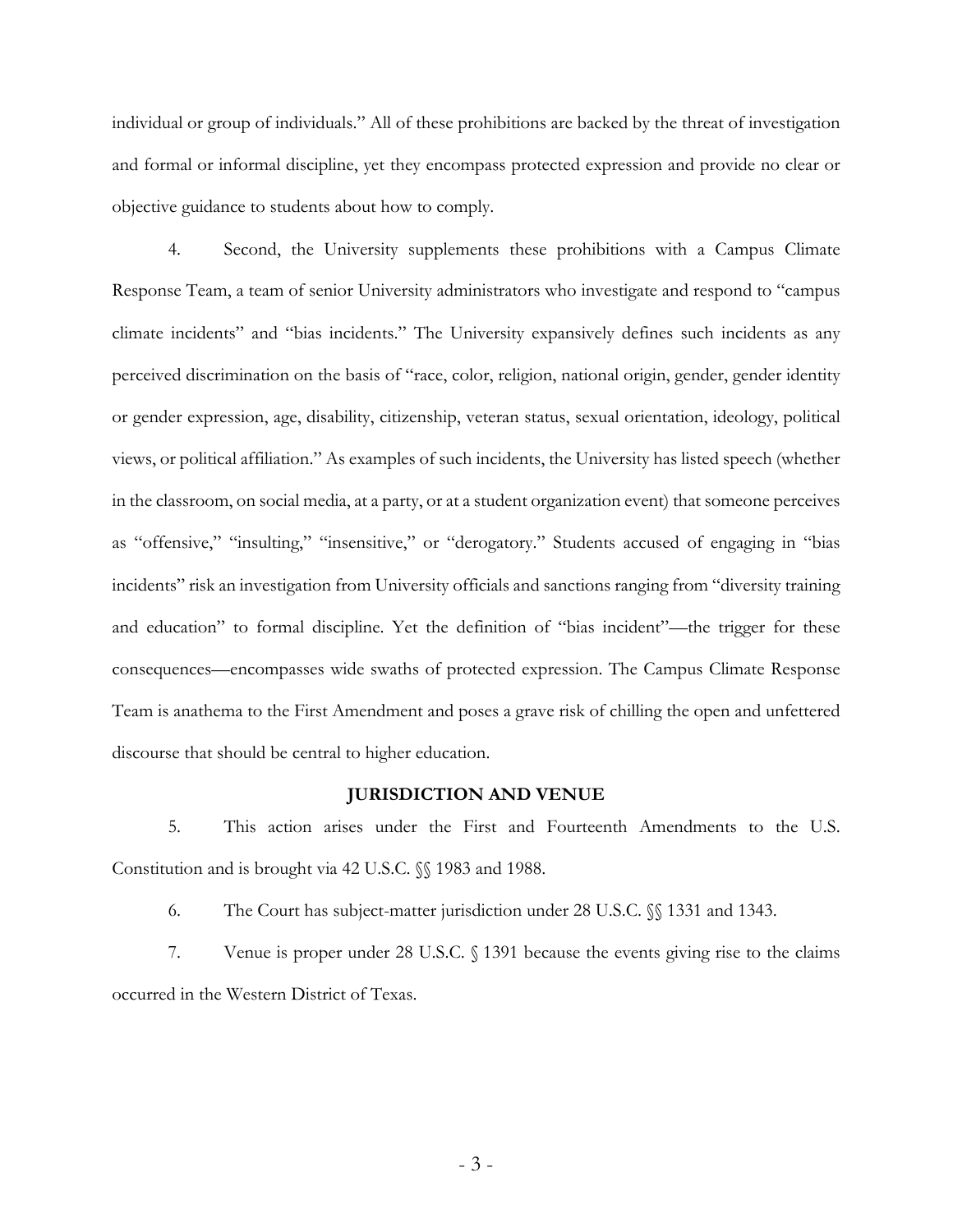individual or group of individuals." All of these prohibitions are backed by the threat of investigation and formal or informal discipline, yet they encompass protected expression and provide no clear or objective guidance to students about how to comply.

4. Second, the University supplements these prohibitions with a Campus Climate Response Team, a team of senior University administrators who investigate and respond to "campus climate incidents" and "bias incidents." The University expansively defines such incidents as any perceived discrimination on the basis of "race, color, religion, national origin, gender, gender identity or gender expression, age, disability, citizenship, veteran status, sexual orientation, ideology, political views, or political affiliation." As examples of such incidents, the University has listed speech (whether in the classroom, on social media, at a party, or at a student organization event) that someone perceives as "offensive," "insulting," "insensitive," or "derogatory." Students accused of engaging in "bias incidents" risk an investigation from University officials and sanctions ranging from "diversity training and education" to formal discipline. Yet the definition of "bias incident"—the trigger for these consequences—encompasses wide swaths of protected expression. The Campus Climate Response Team is anathema to the First Amendment and poses a grave risk of chilling the open and unfettered discourse that should be central to higher education.

## JURISDICTION AND VENUE

5. This action arises under the First and Fourteenth Amendments to the U.S. Constitution and is brought via 42 U.S.C. §§ 1983 and 1988.

6. The Court has subject-matter jurisdiction under 28 U.S.C. §§ 1331 and 1343.

7. Venue is proper under 28 U.S.C. § 1391 because the events giving rise to the claims occurred in the Western District of Texas.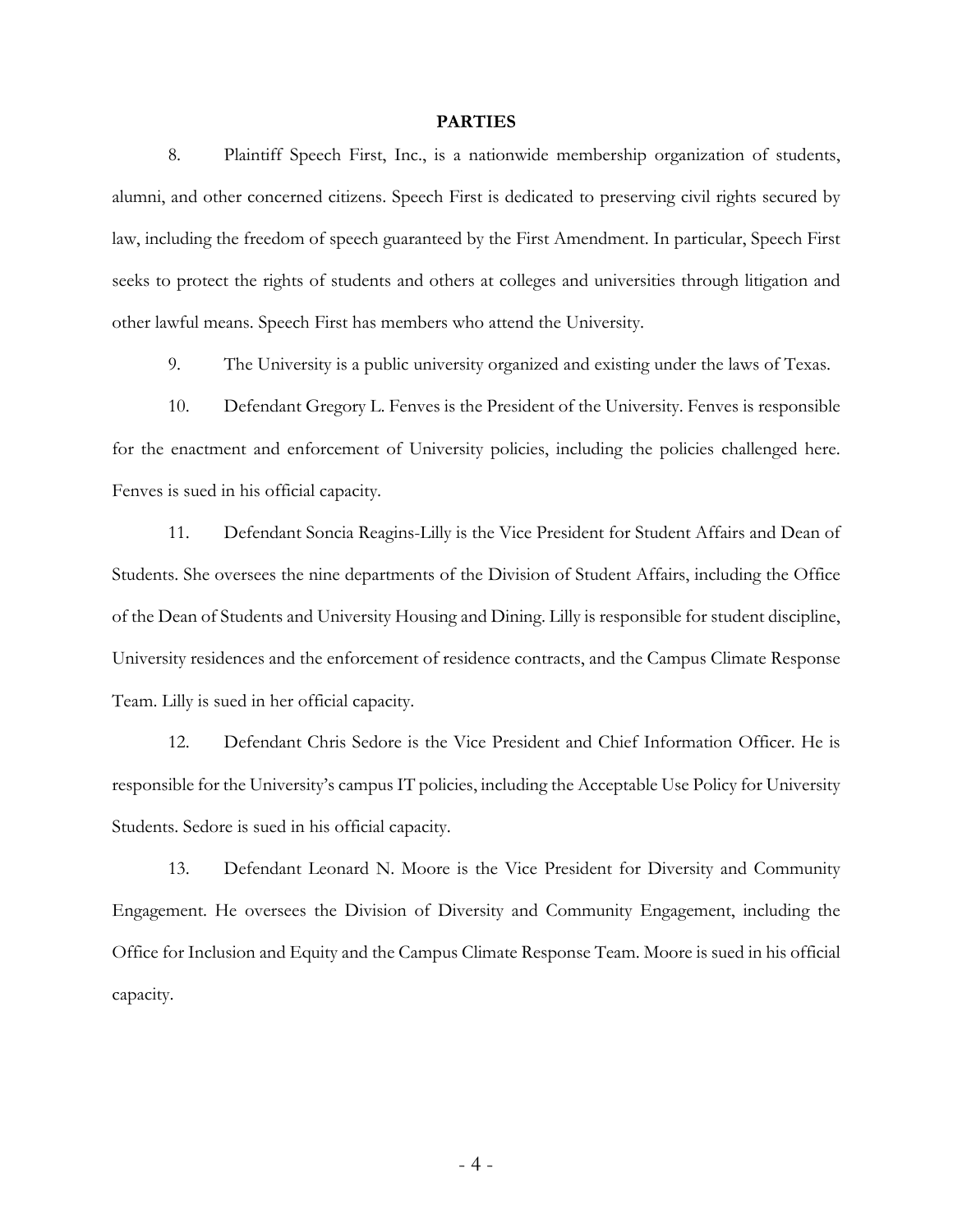## PARTIES

8. Plaintiff Speech First, Inc., is a nationwide membership organization of students, alumni, and other concerned citizens. Speech First is dedicated to preserving civil rights secured by law, including the freedom of speech guaranteed by the First Amendment. In particular, Speech First seeks to protect the rights of students and others at colleges and universities through litigation and other lawful means. Speech First has members who attend the University.

9. The University is a public university organized and existing under the laws of Texas.

10. Defendant Gregory L. Fenves is the President of the University. Fenves is responsible for the enactment and enforcement of University policies, including the policies challenged here. Fenves is sued in his official capacity.

11. Defendant Soncia Reagins-Lilly is the Vice President for Student Affairs and Dean of Students. She oversees the nine departments of the Division of Student Affairs, including the Office of the Dean of Students and University Housing and Dining. Lilly is responsible for student discipline, University residences and the enforcement of residence contracts, and the Campus Climate Response Team. Lilly is sued in her official capacity.

12. Defendant Chris Sedore is the Vice President and Chief Information Officer. He is responsible for the University's campus IT policies, including the Acceptable Use Policy for University Students. Sedore is sued in his official capacity.

13. Defendant Leonard N. Moore is the Vice President for Diversity and Community Engagement. He oversees the Division of Diversity and Community Engagement, including the Office for Inclusion and Equity and the Campus Climate Response Team. Moore is sued in his official capacity.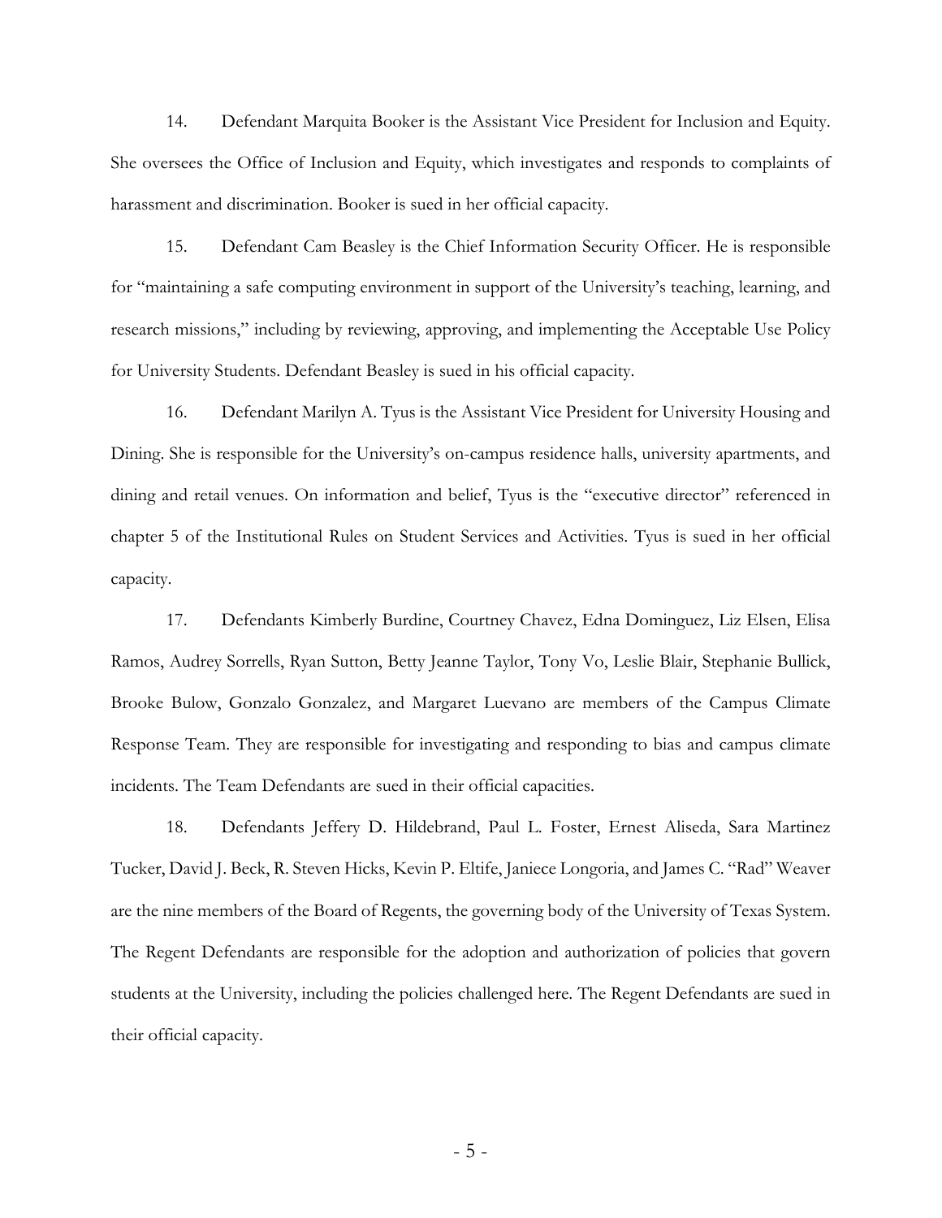14. Defendant Marquita Booker is the Assistant Vice President for Inclusion and Equity. She oversees the Office of Inclusion and Equity, which investigates and responds to complaints of harassment and discrimination. Booker is sued in her official capacity.

15. Defendant Cam Beasley is the Chief Information Security Officer. He is responsible for "maintaining a safe computing environment in support of the University's teaching, learning, and research missions," including by reviewing, approving, and implementing the Acceptable Use Policy for University Students. Defendant Beasley is sued in his official capacity.

16. Defendant Marilyn A. Tyus is the Assistant Vice President for University Housing and Dining. She is responsible for the University's on-campus residence halls, university apartments, and dining and retail venues. On information and belief, Tyus is the "executive director" referenced in chapter 5 of the Institutional Rules on Student Services and Activities. Tyus is sued in her official capacity.

17. Defendants Kimberly Burdine, Courtney Chavez, Edna Dominguez, Liz Elsen, Elisa Ramos, Audrey Sorrells, Ryan Sutton, Betty Jeanne Taylor, Tony Vo, Leslie Blair, Stephanie Bullick, Brooke Bulow, Gonzalo Gonzalez, and Margaret Luevano are members of the Campus Climate Response Team. They are responsible for investigating and responding to bias and campus climate incidents. The Team Defendants are sued in their official capacities.

18. Defendants Jeffery D. Hildebrand, Paul L. Foster, Ernest Aliseda, Sara Martinez Tucker, David J. Beck, R. Steven Hicks, Kevin P. Eltife, Janiece Longoria, and James C. "Rad" Weaver are the nine members of the Board of Regents, the governing body of the University of Texas System. The Regent Defendants are responsible for the adoption and authorization of policies that govern students at the University, including the policies challenged here. The Regent Defendants are sued in their official capacity.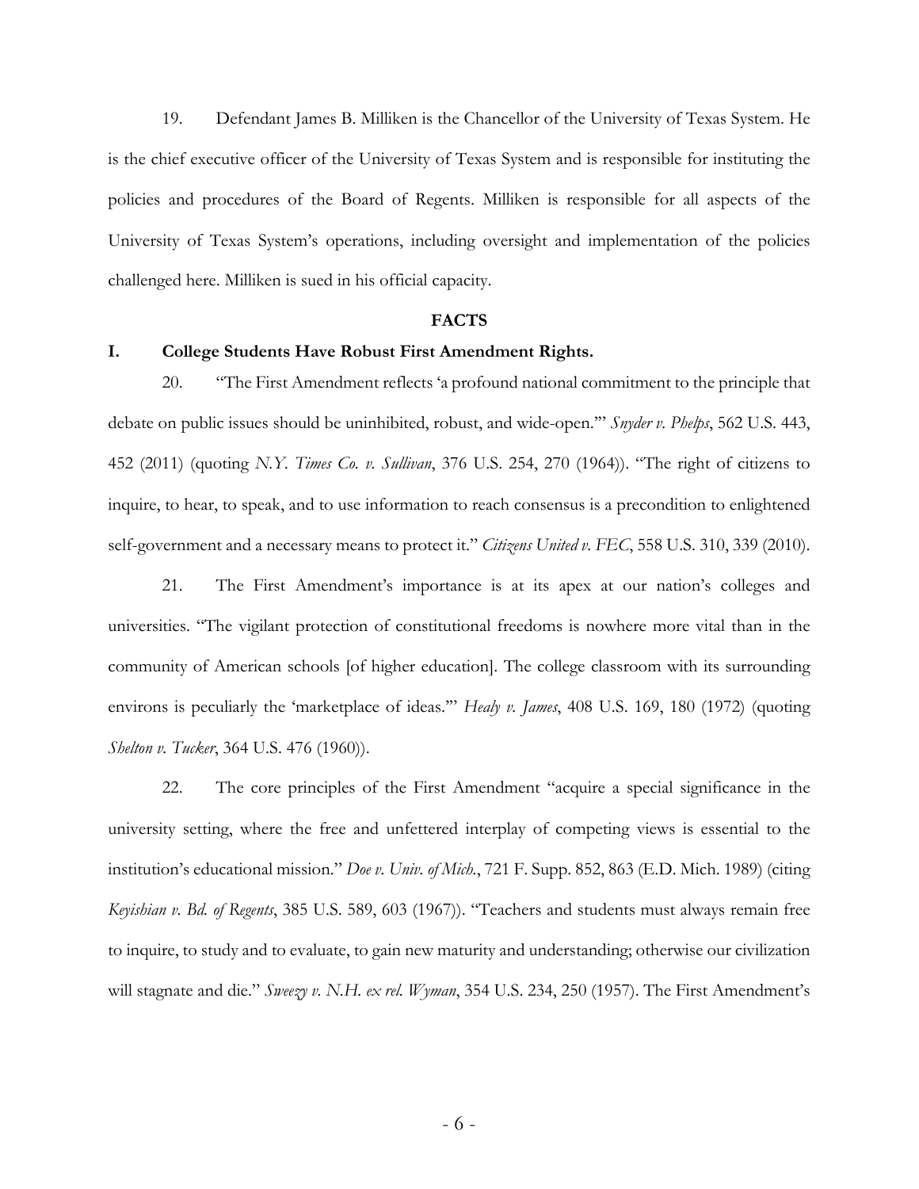19. Defendant James B. Milliken is the Chancellor of the University of Texas System. He is the chief executive officer of the University of Texas System and is responsible for instituting the policies and procedures of the Board of Regents. Milliken is responsible for all aspects of the University of Texas System's operations, including oversight and implementation of the policies challenged here. Milliken is sued in his official capacity.

## FACTS

### I. College Students Have Robust First Amendment Rights.

20. "The First Amendment reflects 'a profound national commitment to the principle that debate on public issues should be uninhibited, robust, and wide-open.'" *Snyder v. Phelps*, 562 U.S. 443, 452 (2011) (quoting *N.Y. Times Co. v. Sullivan*, 376 U.S. 254, 270 (1964)). "The right of citizens to inquire, to hear, to speak, and to use information to reach consensus is a precondition to enlightened self-government and a necessary means to protect it." *Citizens United v. FEC*, 558 U.S. 310, 339 (2010).

21. The First Amendment's importance is at its apex at our nation's colleges and universities. "The vigilant protection of constitutional freedoms is nowhere more vital than in the community of American schools [of higher education]. The college classroom with its surrounding environs is peculiarly the 'marketplace of ideas.'" *Healy v. James*, 408 U.S. 169, 180 (1972) (quoting *Shelton v. Tucker*, 364 U.S. 476 (1960)).

22. The core principles of the First Amendment "acquire a special significance in the university setting, where the free and unfettered interplay of competing views is essential to the institution's educational mission." *Doe v. Univ. of Mich.*, 721 F. Supp. 852, 863 (E.D. Mich. 1989) (citing *Keyishian v. Bd. of Regents*, 385 U.S. 589, 603 (1967)). "Teachers and students must always remain free to inquire, to study and to evaluate, to gain new maturity and understanding; otherwise our civilization will stagnate and die." *Sweezy v. N.H. ex rel. Wyman*, 354 U.S. 234, 250 (1957). The First Amendment's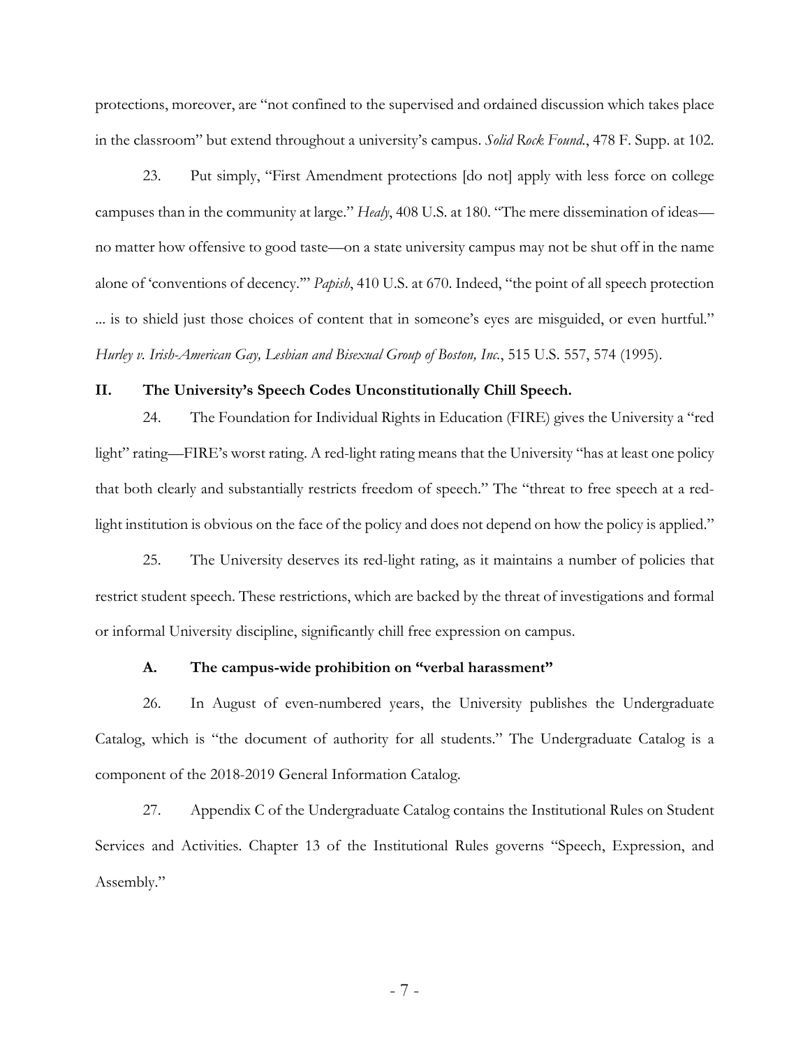protections, moreover, are "not confined to the supervised and ordained discussion which takes place in the classroom" but extend throughout a university's campus. *Solid Rock Found.*, 478 F. Supp. at 102.

23. Put simply, "First Amendment protections [do not] apply with less force on college campuses than in the community at large." *Healy*, 408 U.S. at 180. "The mere dissemination of ideas—no matter how offensive to good taste—on a state university campus may not be shut off in the name alone of 'conventions of decency.'" *Papish*, 410 U.S. at 670. Indeed, "the point of all speech protection ... is to shield just those choices of content that in someone's eyes are misguided, or even hurtful." *Hurley v. Irish-American Gay, Lesbian and Bisexual Group of Boston, Inc.*, 515 U.S. 557, 574 (1995).

## II. The University's Speech Codes Unconstitutionally Chill Speech.

24. The Foundation for Individual Rights in Education (FIRE) gives the University a "red light" rating—FIRE's worst rating. A red-light rating means that the University "has at least one policy that both clearly and substantially restricts freedom of speech." The "threat to free speech at a red-light institution is obvious on the face of the policy and does not depend on how the policy is applied."

25. The University deserves its red-light rating, as it maintains a number of policies that restrict student speech. These restrictions, which are backed by the threat of investigations and formal or informal University discipline, significantly chill free expression on campus.

### A. The campus-wide prohibition on "verbal harassment"

26. In August of even-numbered years, the University publishes the Undergraduate Catalog, which is "the document of authority for all students." The Undergraduate Catalog is a component of the 2018-2019 General Information Catalog.

27. Appendix C of the Undergraduate Catalog contains the Institutional Rules on Student Services and Activities. Chapter 13 of the Institutional Rules governs "Speech, Expression, and Assembly."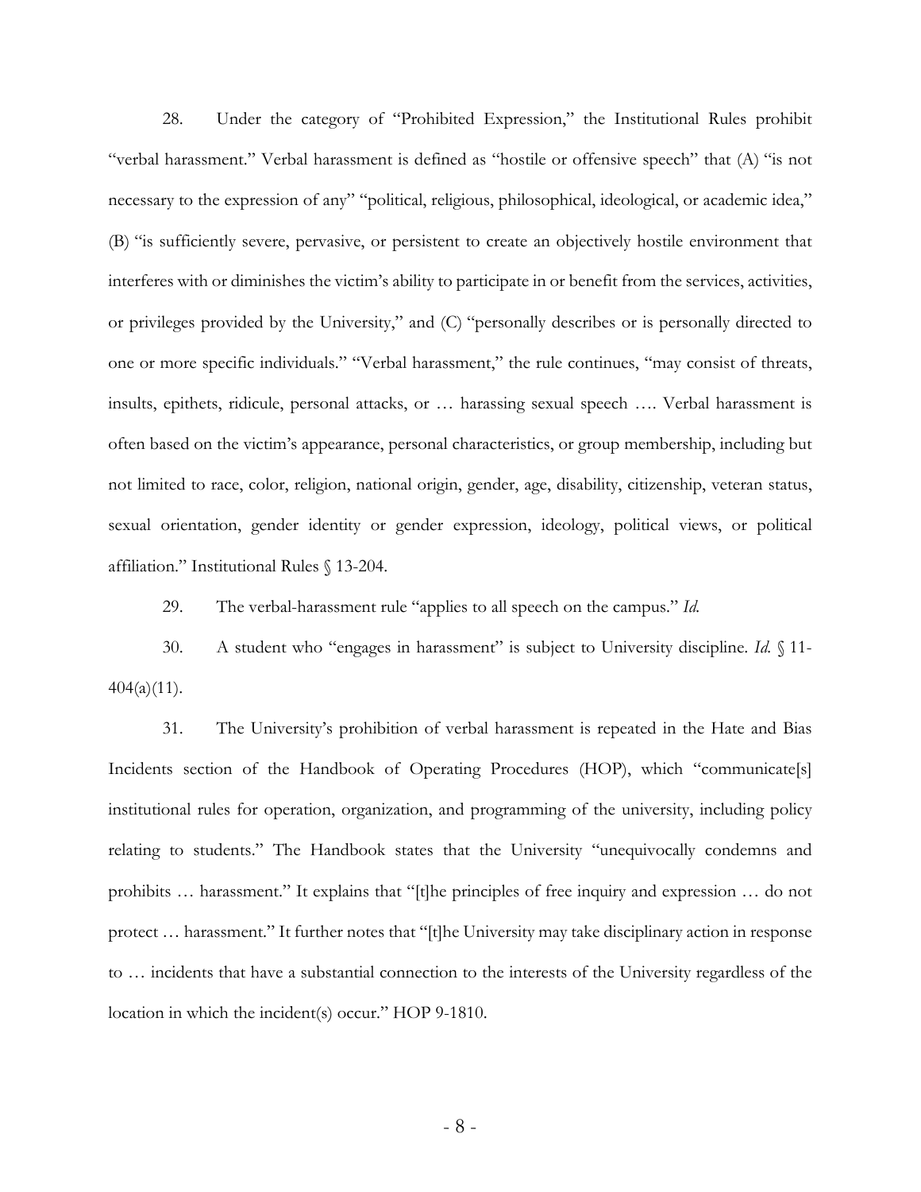28. Under the category of "Prohibited Expression," the Institutional Rules prohibit "verbal harassment." Verbal harassment is defined as "hostile or offensive speech" that (A) "is not necessary to the expression of any" "political, religious, philosophical, ideological, or academic idea," (B) "is sufficiently severe, pervasive, or persistent to create an objectively hostile environment that interferes with or diminishes the victim's ability to participate in or benefit from the services, activities, or privileges provided by the University," and (C) "personally describes or is personally directed to one or more specific individuals." "Verbal harassment," the rule continues, "may consist of threats, insults, epithets, ridicule, personal attacks, or … harassing sexual speech …. Verbal harassment is often based on the victim's appearance, personal characteristics, or group membership, including but not limited to race, color, religion, national origin, gender, age, disability, citizenship, veteran status, sexual orientation, gender identity or gender expression, ideology, political views, or political affiliation." Institutional Rules § 13-204.

29. The verbal-harassment rule "applies to all speech on the campus." *Id.*

30. A student who "engages in harassment" is subject to University discipline. *Id.* § 11-404(a)(11).

31. The University's prohibition of verbal harassment is repeated in the Hate and Bias Incidents section of the Handbook of Operating Procedures (HOP), which "communicate[s] institutional rules for operation, organization, and programming of the university, including policy relating to students." The Handbook states that the University "unequivocally condemns and prohibits … harassment." It explains that "[t]he principles of free inquiry and expression … do not protect … harassment." It further notes that "[t]he University may take disciplinary action in response to … incidents that have a substantial connection to the interests of the University regardless of the location in which the incident(s) occur." HOP 9-1810.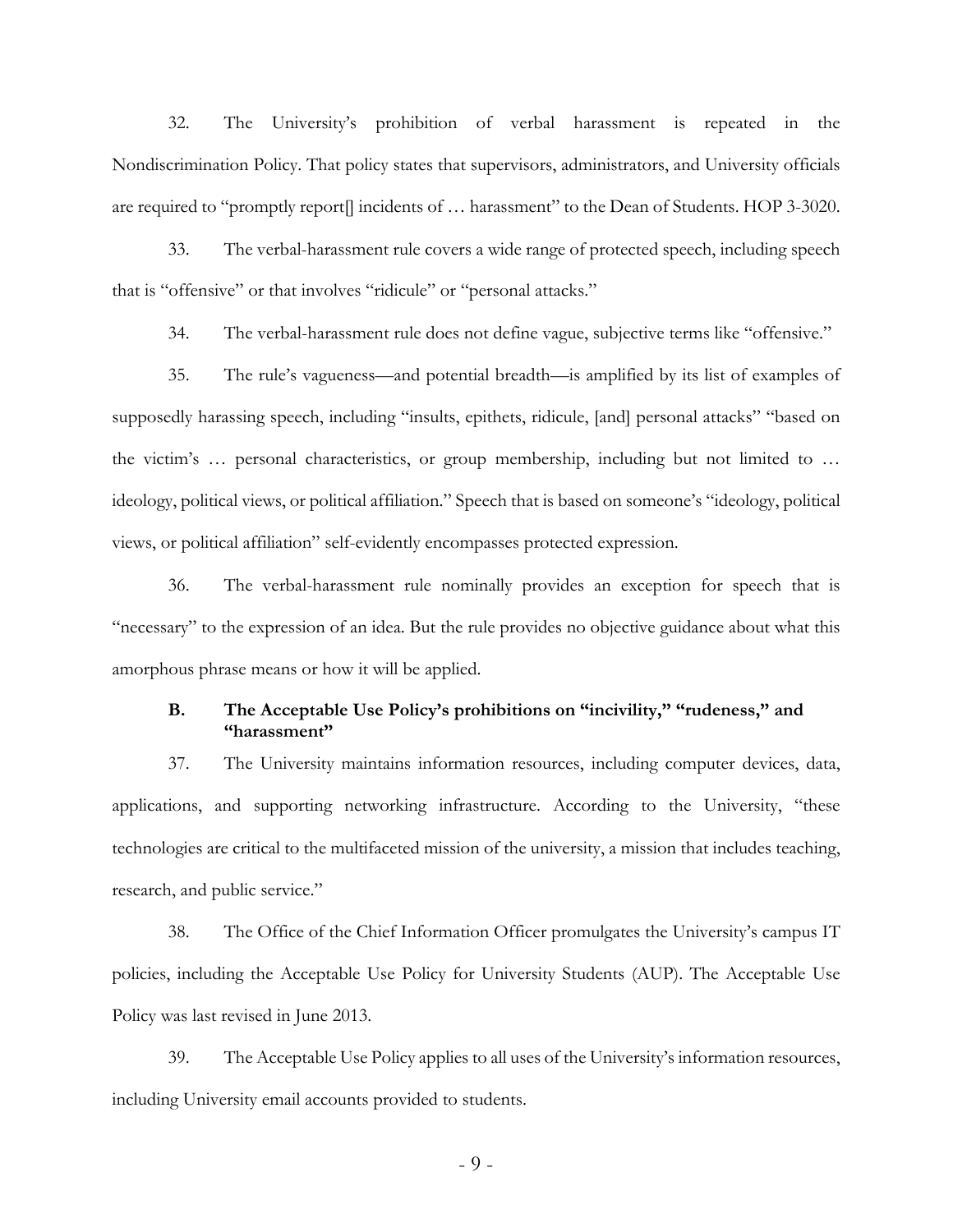32. The University's prohibition of verbal harassment is repeated in the Nondiscrimination Policy. That policy states that supervisors, administrators, and University officials are required to "promptly report[] incidents of … harassment" to the Dean of Students. HOP 3-3020.

33. The verbal-harassment rule covers a wide range of protected speech, including speech that is "offensive" or that involves "ridicule" or "personal attacks."

34. The verbal-harassment rule does not define vague, subjective terms like "offensive."

35. The rule's vagueness—and potential breadth—is amplified by its list of examples of supposedly harassing speech, including "insults, epithets, ridicule, [and] personal attacks" "based on the victim's … personal characteristics, or group membership, including but not limited to … ideology, political views, or political affiliation." Speech that is based on someone's "ideology, political views, or political affiliation" self-evidently encompasses protected expression.

36. The verbal-harassment rule nominally provides an exception for speech that is "necessary" to the expression of an idea. But the rule provides no objective guidance about what this amorphous phrase means or how it will be applied.

### B. The Acceptable Use Policy's prohibitions on "incivility," "rudeness," and "harassment"

37. The University maintains information resources, including computer devices, data, applications, and supporting networking infrastructure. According to the University, "these technologies are critical to the multifaceted mission of the university, a mission that includes teaching, research, and public service."

38. The Office of the Chief Information Officer promulgates the University's campus IT policies, including the Acceptable Use Policy for University Students (AUP). The Acceptable Use Policy was last revised in June 2013.

39. The Acceptable Use Policy applies to all uses of the University's information resources, including University email accounts provided to students.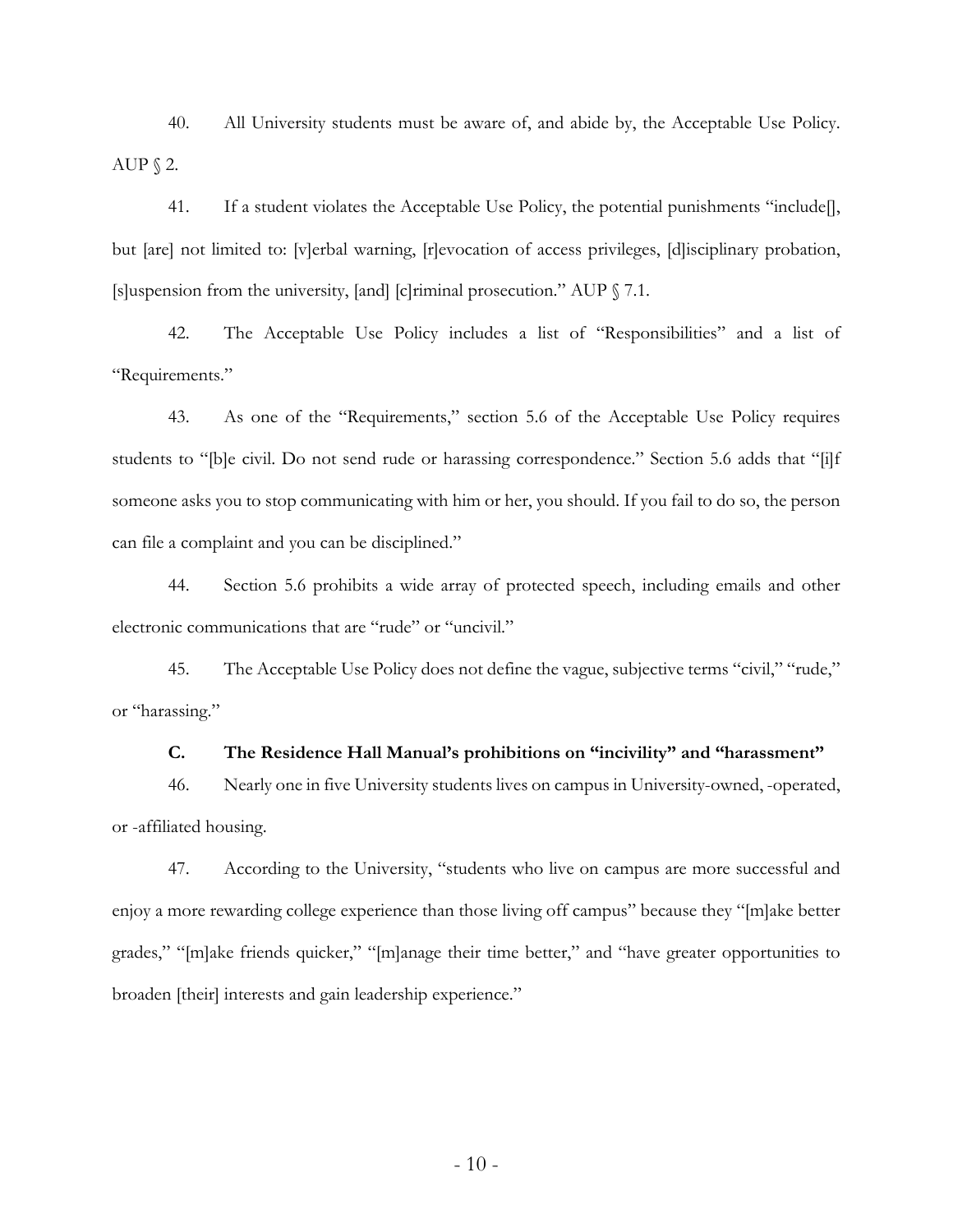40. All University students must be aware of, and abide by, the Acceptable Use Policy. AUP § 2.

41. If a student violates the Acceptable Use Policy, the potential punishments "include[], but [are] not limited to: [v]erbal warning, [r]evocation of access privileges, [d]isciplinary probation, [s]uspension from the university, [and] [c]riminal prosecution." AUP § 7.1.

42. The Acceptable Use Policy includes a list of "Responsibilities" and a list of "Requirements."

43. As one of the "Requirements," section 5.6 of the Acceptable Use Policy requires students to "[b]e civil. Do not send rude or harassing correspondence." Section 5.6 adds that "[i]f someone asks you to stop communicating with him or her, you should. If you fail to do so, the person can file a complaint and you can be disciplined."

44. Section 5.6 prohibits a wide array of protected speech, including emails and other electronic communications that are "rude" or "uncivil."

45. The Acceptable Use Policy does not define the vague, subjective terms "civil," "rude," or "harassing."

### C. The Residence Hall Manual's prohibitions on "incivility" and "harassment"

46. Nearly one in five University students lives on campus in University-owned, -operated, or -affiliated housing.

47. According to the University, "students who live on campus are more successful and enjoy a more rewarding college experience than those living off campus" because they "[m]ake better grades," "[m]ake friends quicker," "[m]anage their time better," and "have greater opportunities to broaden [their] interests and gain leadership experience."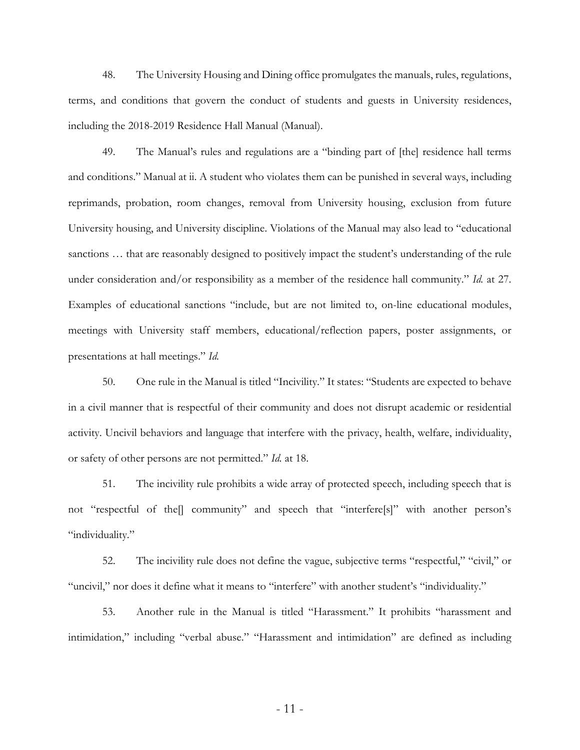48. The University Housing and Dining office promulgates the manuals, rules, regulations, terms, and conditions that govern the conduct of students and guests in University residences, including the 2018-2019 Residence Hall Manual (Manual).

49. The Manual's rules and regulations are a "binding part of [the] residence hall terms and conditions." Manual at ii. A student who violates them can be punished in several ways, including reprimands, probation, room changes, removal from University housing, exclusion from future University housing, and University discipline. Violations of the Manual may also lead to "educational sanctions … that are reasonably designed to positively impact the student's understanding of the rule under consideration and/or responsibility as a member of the residence hall community." *Id.* at 27. Examples of educational sanctions "include, but are not limited to, on-line educational modules, meetings with University staff members, educational/reflection papers, poster assignments, or presentations at hall meetings." *Id.*

50. One rule in the Manual is titled "Incivility." It states: "Students are expected to behave in a civil manner that is respectful of their community and does not disrupt academic or residential activity. Uncivil behaviors and language that interfere with the privacy, health, welfare, individuality, or safety of other persons are not permitted." *Id.* at 18.

51. The incivility rule prohibits a wide array of protected speech, including speech that is not "respectful of the[] community" and speech that "interfere[s]" with another person's "individuality."

52. The incivility rule does not define the vague, subjective terms "respectful," "civil," or "uncivil," nor does it define what it means to "interfere" with another student's "individuality."

53. Another rule in the Manual is titled "Harassment." It prohibits "harassment and intimidation," including "verbal abuse." "Harassment and intimidation" are defined as including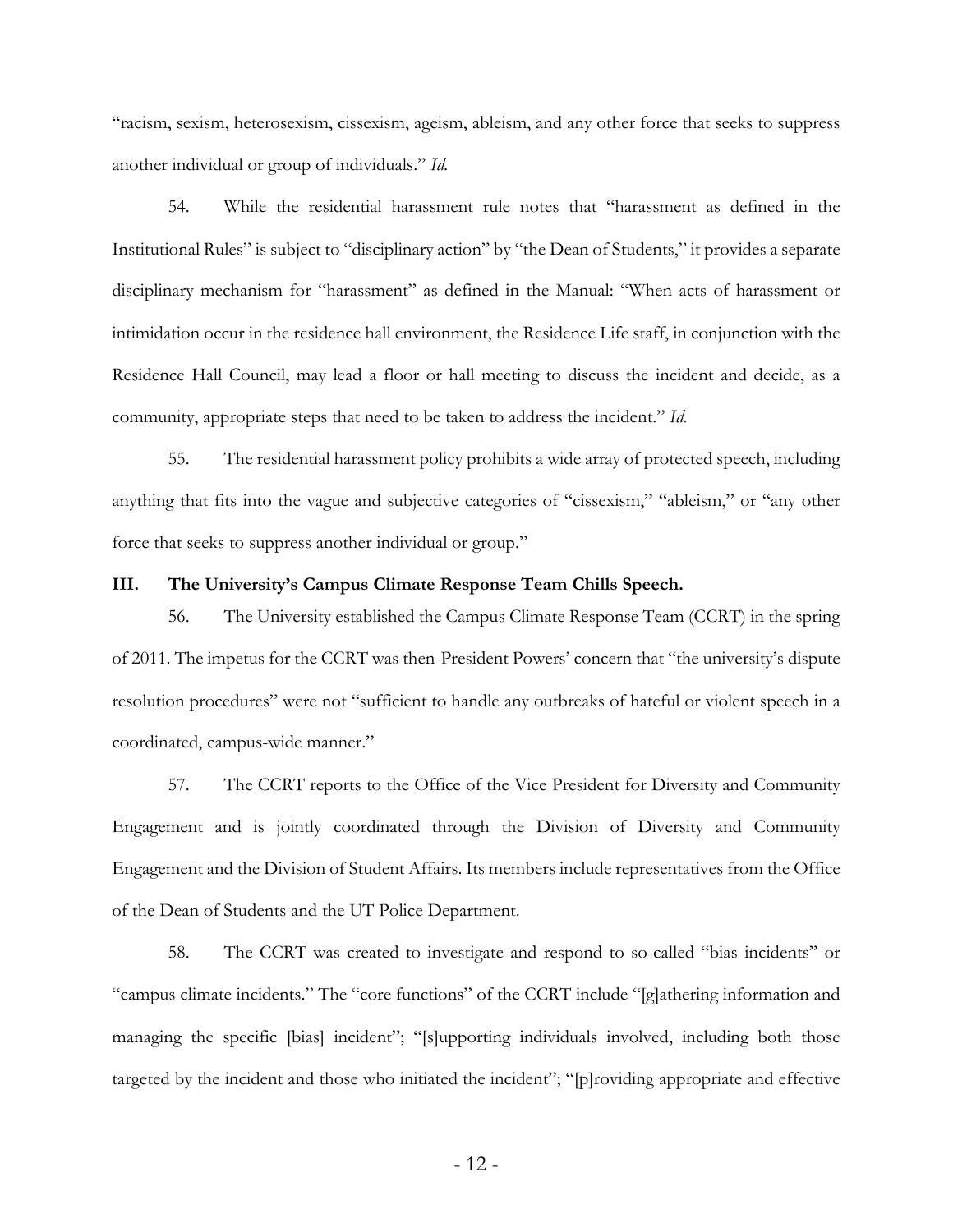"racism, sexism, heterosexism, cissexism, ageism, ableism, and any other force that seeks to suppress another individual or group of individuals." *Id.*

54. While the residential harassment rule notes that "harassment as defined in the Institutional Rules" is subject to "disciplinary action" by "the Dean of Students," it provides a separate disciplinary mechanism for "harassment" as defined in the Manual: "When acts of harassment or intimidation occur in the residence hall environment, the Residence Life staff, in conjunction with the Residence Hall Council, may lead a floor or hall meeting to discuss the incident and decide, as a community, appropriate steps that need to be taken to address the incident." *Id.*

55. The residential harassment policy prohibits a wide array of protected speech, including anything that fits into the vague and subjective categories of "cissexism," "ableism," or "any other force that seeks to suppress another individual or group."

### III. The University's Campus Climate Response Team Chills Speech.

56. The University established the Campus Climate Response Team (CCRT) in the spring of 2011. The impetus for the CCRT was then-President Powers' concern that "the university's dispute resolution procedures" were not "sufficient to handle any outbreaks of hateful or violent speech in a coordinated, campus-wide manner."

57. The CCRT reports to the Office of the Vice President for Diversity and Community Engagement and is jointly coordinated through the Division of Diversity and Community Engagement and the Division of Student Affairs. Its members include representatives from the Office of the Dean of Students and the UT Police Department.

58. The CCRT was created to investigate and respond to so-called "bias incidents" or "campus climate incidents." The "core functions" of the CCRT include "[g]athering information and managing the specific [bias] incident"; "[s]upporting individuals involved, including both those targeted by the incident and those who initiated the incident"; "[p]roviding appropriate and effective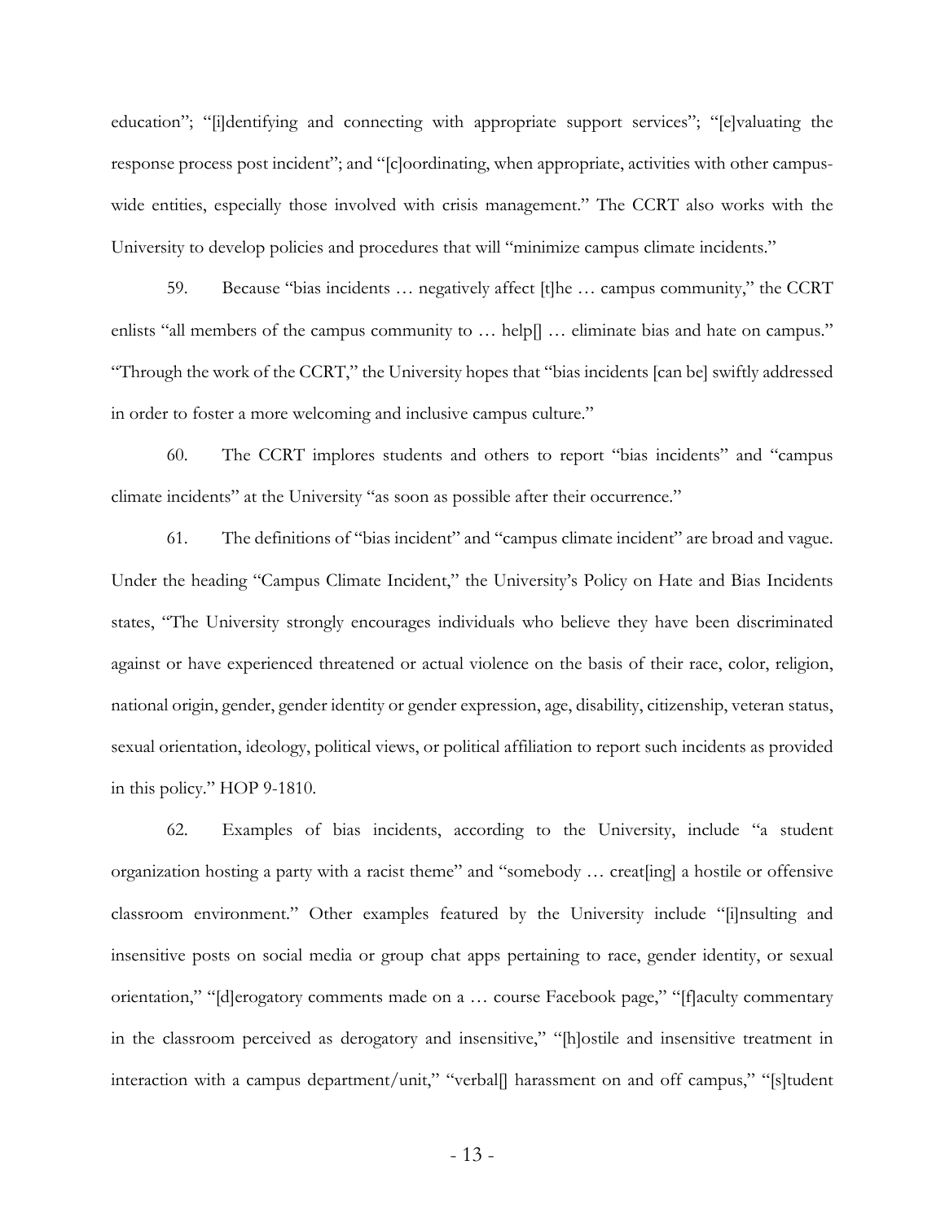education"; "[i]dentifying and connecting with appropriate support services"; "[e]valuating the response process post incident"; and "[c]oordinating, when appropriate, activities with other campus-wide entities, especially those involved with crisis management." The CCRT also works with the University to develop policies and procedures that will "minimize campus climate incidents."

59. Because "bias incidents … negatively affect [t]he … campus community," the CCRT enlists "all members of the campus community to … help[] … eliminate bias and hate on campus." "Through the work of the CCRT," the University hopes that "bias incidents [can be] swiftly addressed in order to foster a more welcoming and inclusive campus culture."

60. The CCRT implores students and others to report "bias incidents" and "campus climate incidents" at the University "as soon as possible after their occurrence."

61. The definitions of "bias incident" and "campus climate incident" are broad and vague. Under the heading "Campus Climate Incident," the University's Policy on Hate and Bias Incidents states, "The University strongly encourages individuals who believe they have been discriminated against or have experienced threatened or actual violence on the basis of their race, color, religion, national origin, gender, gender identity or gender expression, age, disability, citizenship, veteran status, sexual orientation, ideology, political views, or political affiliation to report such incidents as provided in this policy." HOP 9-1810.

62. Examples of bias incidents, according to the University, include "a student organization hosting a party with a racist theme" and "somebody … creat[ing] a hostile or offensive classroom environment." Other examples featured by the University include "[i]nsulting and insensitive posts on social media or group chat apps pertaining to race, gender identity, or sexual orientation," "[d]erogatory comments made on a … course Facebook page," "[f]aculty commentary in the classroom perceived as derogatory and insensitive," "[h]ostile and insensitive treatment in interaction with a campus department/unit," "verbal[] harassment on and off campus," "[s]tudent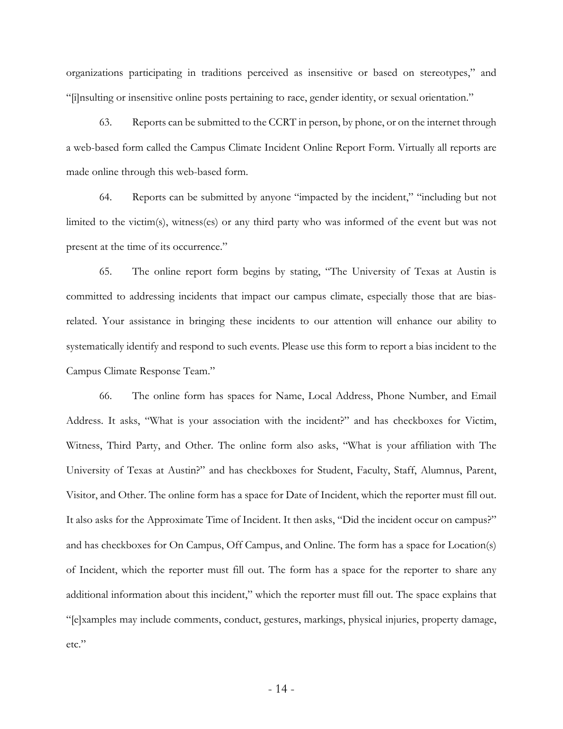organizations participating in traditions perceived as insensitive or based on stereotypes," and "[i]nsulting or insensitive online posts pertaining to race, gender identity, or sexual orientation."

63. Reports can be submitted to the CCRT in person, by phone, or on the internet through a web-based form called the Campus Climate Incident Online Report Form. Virtually all reports are made online through this web-based form.

64. Reports can be submitted by anyone "impacted by the incident," "including but not limited to the victim(s), witness(es) or any third party who was informed of the event but was not present at the time of its occurrence."

65. The online report form begins by stating, "The University of Texas at Austin is committed to addressing incidents that impact our campus climate, especially those that are bias-related. Your assistance in bringing these incidents to our attention will enhance our ability to systematically identify and respond to such events. Please use this form to report a bias incident to the Campus Climate Response Team."

66. The online form has spaces for Name, Local Address, Phone Number, and Email Address. It asks, "What is your association with the incident?" and has checkboxes for Victim, Witness, Third Party, and Other. The online form also asks, "What is your affiliation with The University of Texas at Austin?" and has checkboxes for Student, Faculty, Staff, Alumnus, Parent, Visitor, and Other. The online form has a space for Date of Incident, which the reporter must fill out. It also asks for the Approximate Time of Incident. It then asks, "Did the incident occur on campus?" and has checkboxes for On Campus, Off Campus, and Online. The form has a space for Location(s) of Incident, which the reporter must fill out. The form has a space for the reporter to share any additional information about this incident," which the reporter must fill out. The space explains that "[e]xamples may include comments, conduct, gestures, markings, physical injuries, property damage, etc."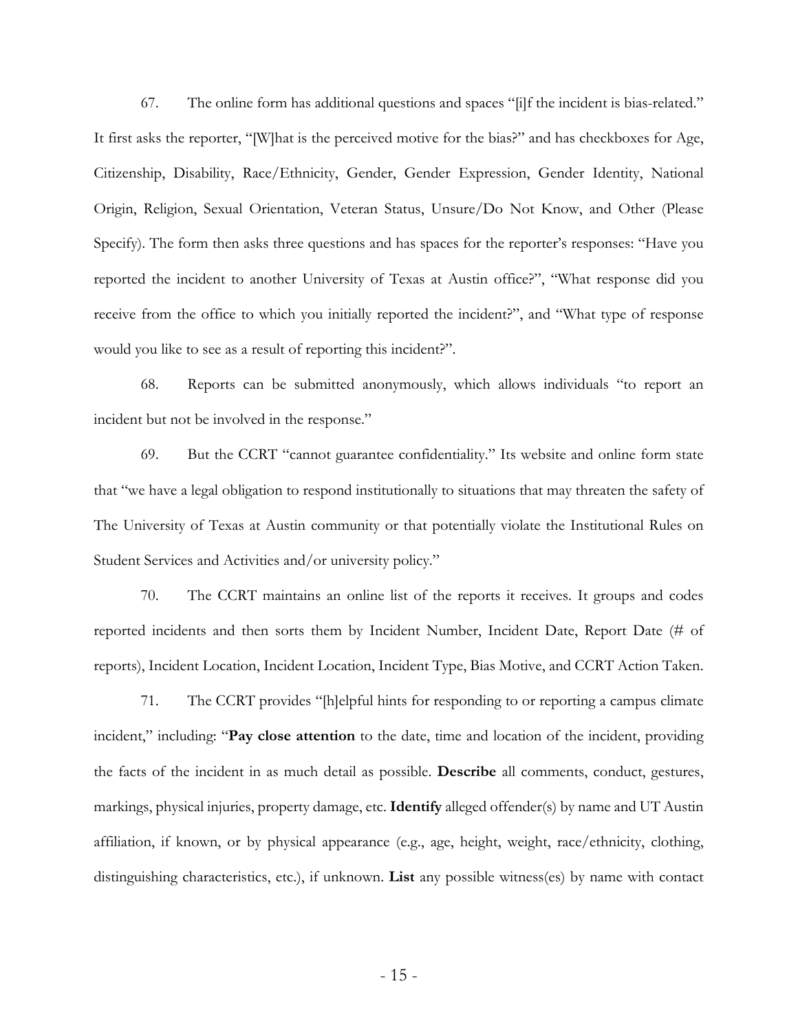67. The online form has additional questions and spaces "[i]f the incident is bias-related." It first asks the reporter, "[W]hat is the perceived motive for the bias?" and has checkboxes for Age, Citizenship, Disability, Race/Ethnicity, Gender, Gender Expression, Gender Identity, National Origin, Religion, Sexual Orientation, Veteran Status, Unsure/Do Not Know, and Other (Please Specify). The form then asks three questions and has spaces for the reporter's responses: "Have you reported the incident to another University of Texas at Austin office?", "What response did you receive from the office to which you initially reported the incident?", and "What type of response would you like to see as a result of reporting this incident?".

68. Reports can be submitted anonymously, which allows individuals "to report an incident but not be involved in the response."

69. But the CCRT "cannot guarantee confidentiality." Its website and online form state that "we have a legal obligation to respond institutionally to situations that may threaten the safety of The University of Texas at Austin community or that potentially violate the Institutional Rules on Student Services and Activities and/or university policy."

70. The CCRT maintains an online list of the reports it receives. It groups and codes reported incidents and then sorts them by Incident Number, Incident Date, Report Date (# of reports), Incident Location, Incident Location, Incident Type, Bias Motive, and CCRT Action Taken.

71. The CCRT provides "[h]elpful hints for responding to or reporting a campus climate incident," including: "**Pay close attention** to the date, time and location of the incident, providing the facts of the incident in as much detail as possible. **Describe** all comments, conduct, gestures, markings, physical injuries, property damage, etc. **Identify** alleged offender(s) by name and UT Austin affiliation, if known, or by physical appearance (e.g., age, height, weight, race/ethnicity, clothing, distinguishing characteristics, etc.), if unknown. **List** any possible witness(es) by name with contact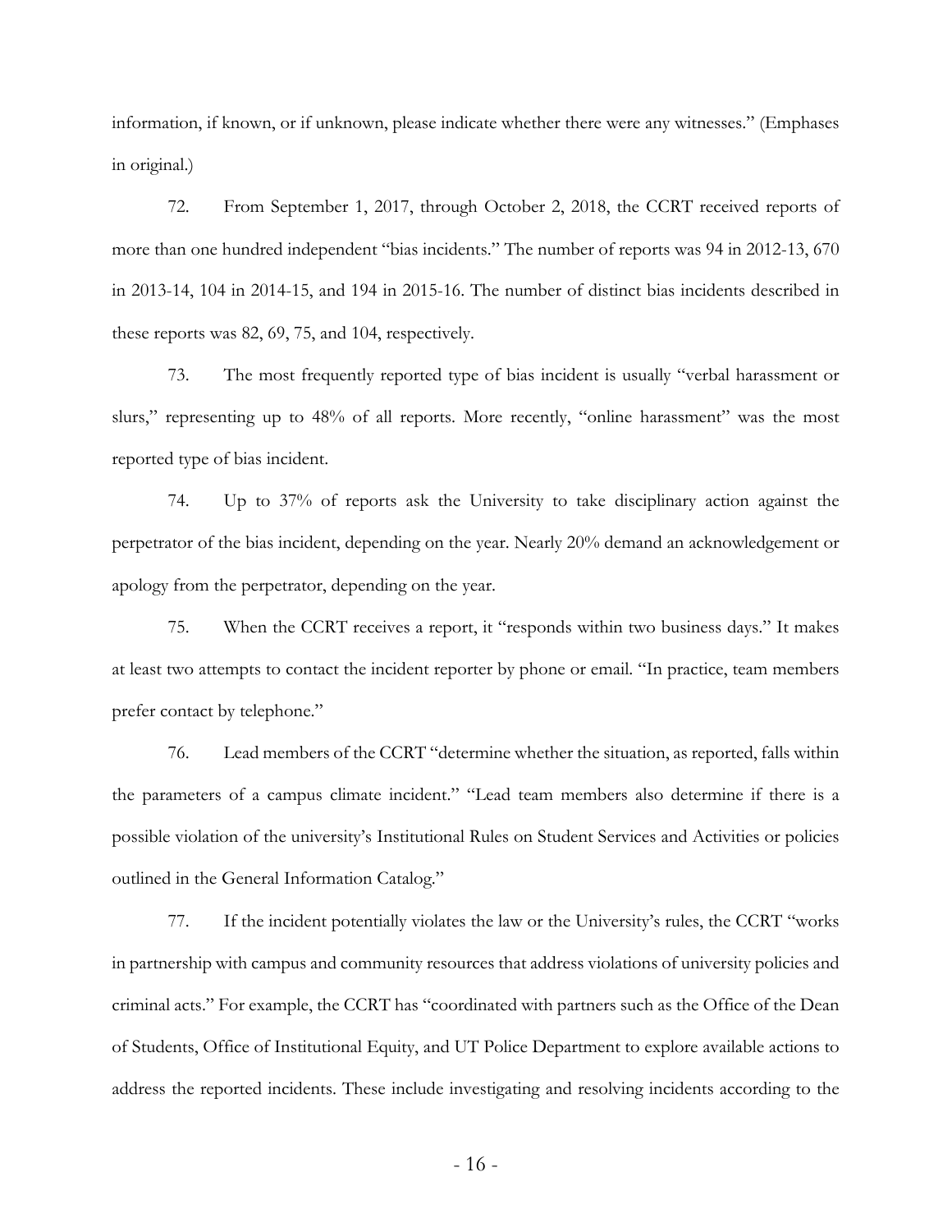information, if known, or if unknown, please indicate whether there were any witnesses." (Emphases in original.)

72. From September 1, 2017, through October 2, 2018, the CCRT received reports of more than one hundred independent "bias incidents." The number of reports was 94 in 2012-13, 670 in 2013-14, 104 in 2014-15, and 194 in 2015-16. The number of distinct bias incidents described in these reports was 82, 69, 75, and 104, respectively.

73. The most frequently reported type of bias incident is usually "verbal harassment or slurs," representing up to 48% of all reports. More recently, "online harassment" was the most reported type of bias incident.

74. Up to 37% of reports ask the University to take disciplinary action against the perpetrator of the bias incident, depending on the year. Nearly 20% demand an acknowledgement or apology from the perpetrator, depending on the year.

75. When the CCRT receives a report, it "responds within two business days." It makes at least two attempts to contact the incident reporter by phone or email. "In practice, team members prefer contact by telephone."

76. Lead members of the CCRT "determine whether the situation, as reported, falls within the parameters of a campus climate incident." "Lead team members also determine if there is a possible violation of the university's Institutional Rules on Student Services and Activities or policies outlined in the General Information Catalog."

77. If the incident potentially violates the law or the University's rules, the CCRT "works in partnership with campus and community resources that address violations of university policies and criminal acts." For example, the CCRT has "coordinated with partners such as the Office of the Dean of Students, Office of Institutional Equity, and UT Police Department to explore available actions to address the reported incidents. These include investigating and resolving incidents according to the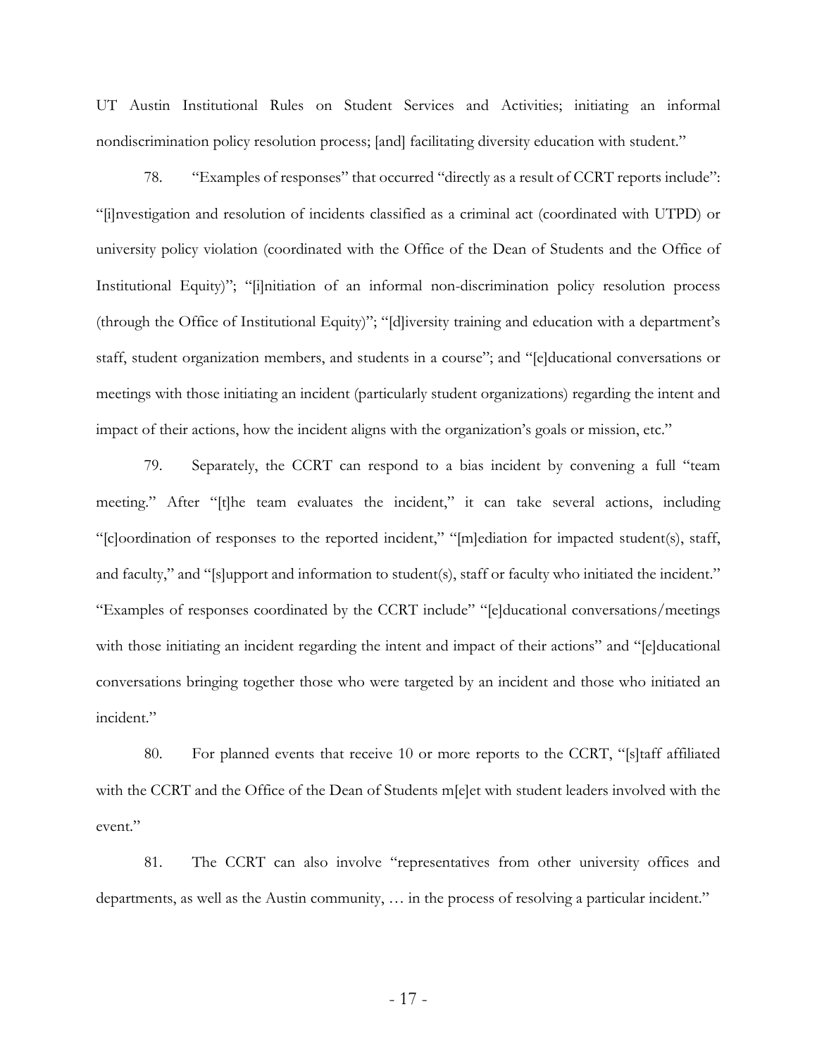UT Austin Institutional Rules on Student Services and Activities; initiating an informal nondiscrimination policy resolution process; [and] facilitating diversity education with student."

78. "Examples of responses" that occurred "directly as a result of CCRT reports include": "[i]nvestigation and resolution of incidents classified as a criminal act (coordinated with UTPD) or university policy violation (coordinated with the Office of the Dean of Students and the Office of Institutional Equity)"; "[i]nitiation of an informal non-discrimination policy resolution process (through the Office of Institutional Equity)"; "[d]iversity training and education with a department's staff, student organization members, and students in a course"; and "[e]ducational conversations or meetings with those initiating an incident (particularly student organizations) regarding the intent and impact of their actions, how the incident aligns with the organization's goals or mission, etc."

79. Separately, the CCRT can respond to a bias incident by convening a full "team meeting." After "[t]he team evaluates the incident," it can take several actions, including "[c]oordination of responses to the reported incident," "[m]ediation for impacted student(s), staff, and faculty," and "[s]upport and information to student(s), staff or faculty who initiated the incident." "Examples of responses coordinated by the CCRT include" "[e]ducational conversations/meetings with those initiating an incident regarding the intent and impact of their actions" and "[e]ducational conversations bringing together those who were targeted by an incident and those who initiated an incident."

80. For planned events that receive 10 or more reports to the CCRT, "[s]taff affiliated with the CCRT and the Office of the Dean of Students m[e]et with student leaders involved with the event."

81. The CCRT can also involve "representatives from other university offices and departments, as well as the Austin community, … in the process of resolving a particular incident."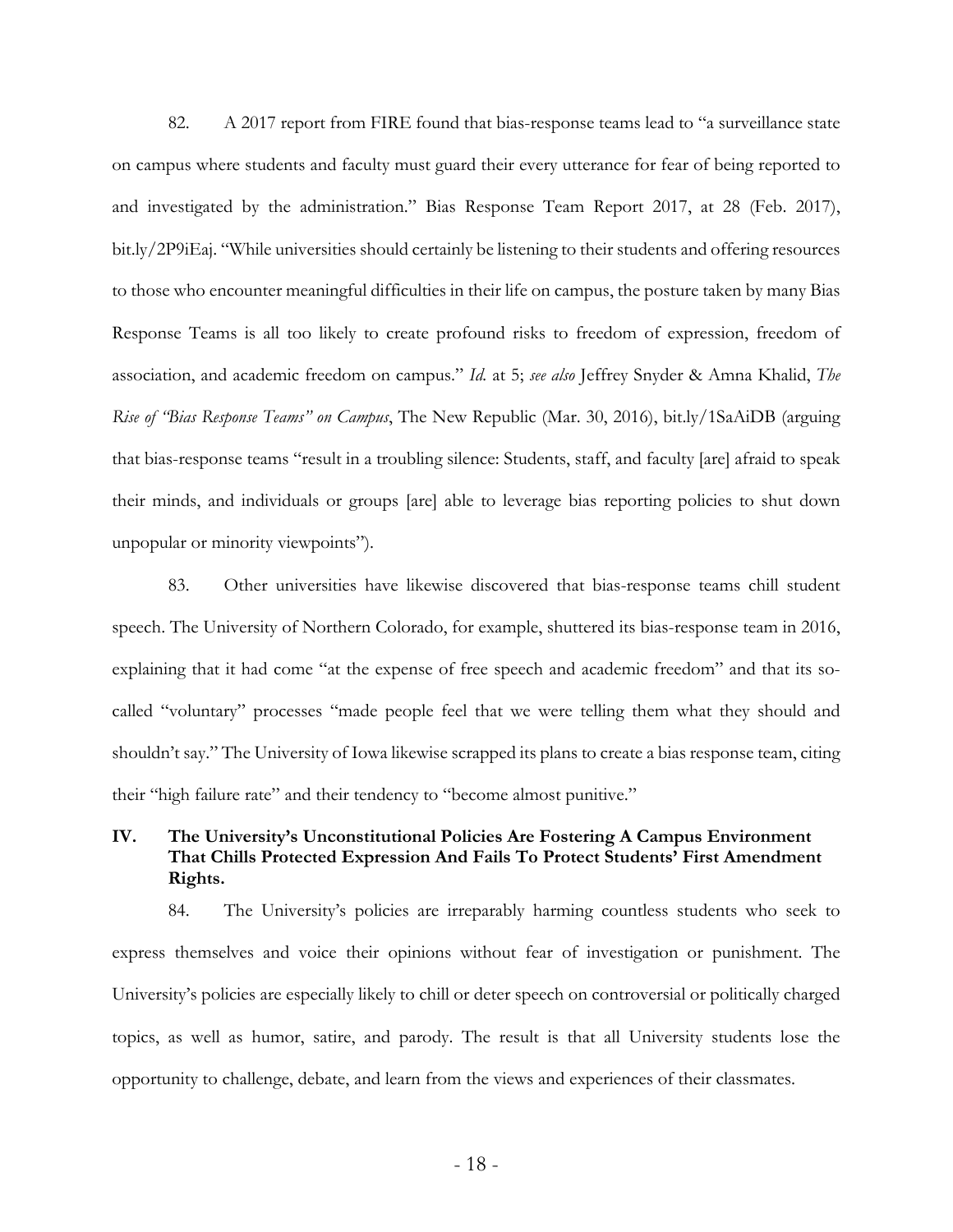82. A 2017 report from FIRE found that bias-response teams lead to "a surveillance state on campus where students and faculty must guard their every utterance for fear of being reported to and investigated by the administration." Bias Response Team Report 2017, at 28 (Feb. 2017), bit.ly/2P9iEaj. "While universities should certainly be listening to their students and offering resources to those who encounter meaningful difficulties in their life on campus, the posture taken by many Bias Response Teams is all too likely to create profound risks to freedom of expression, freedom of association, and academic freedom on campus." *Id.* at 5; *see also* Jeffrey Snyder & Amna Khalid, *The Rise of "Bias Response Teams" on Campus*, The New Republic (Mar. 30, 2016), bit.ly/1SaAiDB (arguing that bias-response teams "result in a troubling silence: Students, staff, and faculty [are] afraid to speak their minds, and individuals or groups [are] able to leverage bias reporting policies to shut down unpopular or minority viewpoints").

83. Other universities have likewise discovered that bias-response teams chill student speech. The University of Northern Colorado, for example, shuttered its bias-response team in 2016, explaining that it had come "at the expense of free speech and academic freedom" and that its so-called "voluntary" processes "made people feel that we were telling them what they should and shouldn't say." The University of Iowa likewise scrapped its plans to create a bias response team, citing their "high failure rate" and their tendency to "become almost punitive."

## IV. The University's Unconstitutional Policies Are Fostering A Campus Environment That Chills Protected Expression And Fails To Protect Students' First Amendment Rights.

84. The University's policies are irreparably harming countless students who seek to express themselves and voice their opinions without fear of investigation or punishment. The University's policies are especially likely to chill or deter speech on controversial or politically charged topics, as well as humor, satire, and parody. The result is that all University students lose the opportunity to challenge, debate, and learn from the views and experiences of their classmates.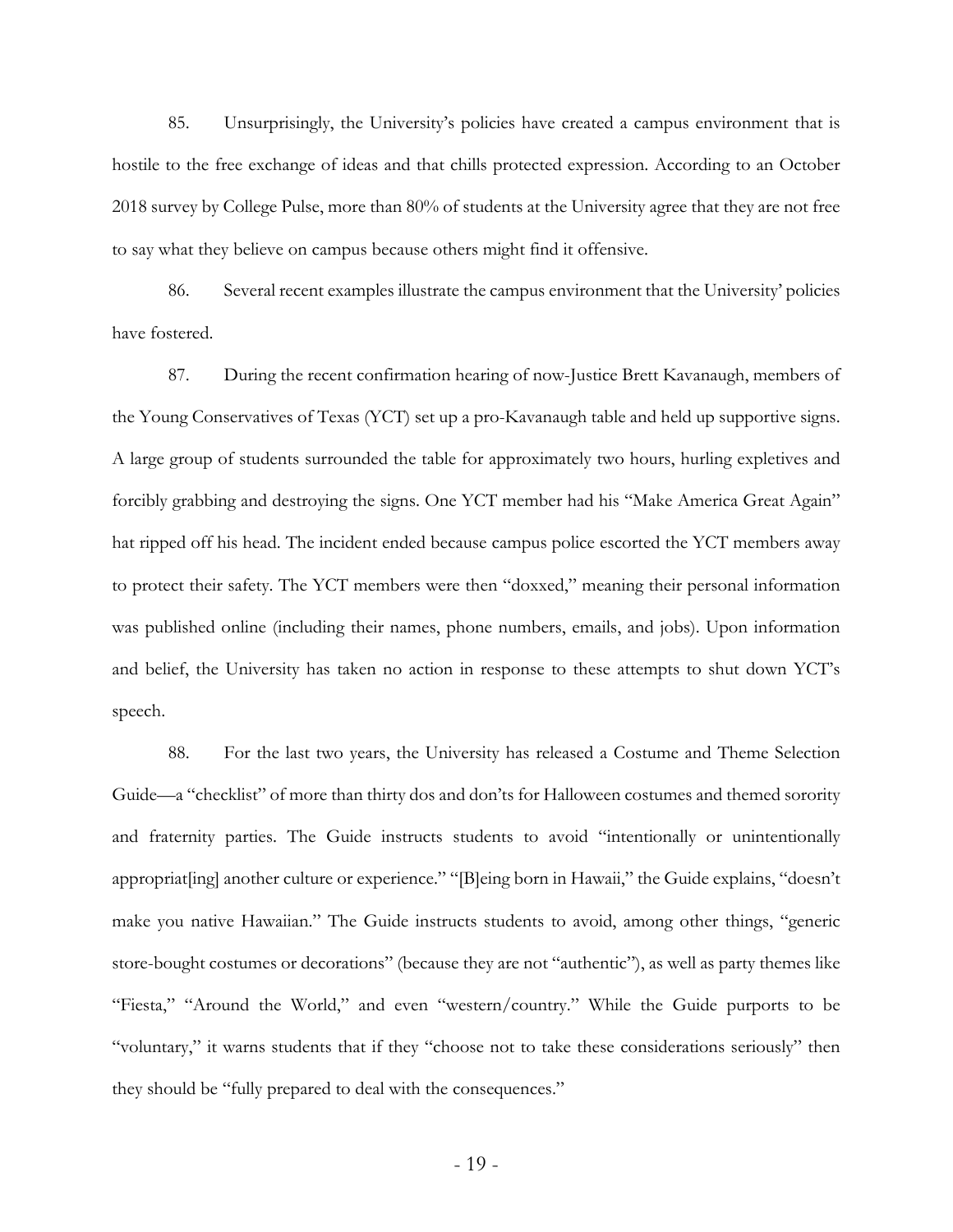85. Unsurprisingly, the University's policies have created a campus environment that is hostile to the free exchange of ideas and that chills protected expression. According to an October 2018 survey by College Pulse, more than 80% of students at the University agree that they are not free to say what they believe on campus because others might find it offensive.

86. Several recent examples illustrate the campus environment that the University' policies have fostered.

87. During the recent confirmation hearing of now-Justice Brett Kavanaugh, members of the Young Conservatives of Texas (YCT) set up a pro-Kavanaugh table and held up supportive signs. A large group of students surrounded the table for approximately two hours, hurling expletives and forcibly grabbing and destroying the signs. One YCT member had his "Make America Great Again" hat ripped off his head. The incident ended because campus police escorted the YCT members away to protect their safety. The YCT members were then "doxxed," meaning their personal information was published online (including their names, phone numbers, emails, and jobs). Upon information and belief, the University has taken no action in response to these attempts to shut down YCT's speech.

88. For the last two years, the University has released a Costume and Theme Selection Guide—a "checklist" of more than thirty dos and don'ts for Halloween costumes and themed sorority and fraternity parties. The Guide instructs students to avoid "intentionally or unintentionally appropriat[ing] another culture or experience." "[B]eing born in Hawaii," the Guide explains, "doesn't make you native Hawaiian." The Guide instructs students to avoid, among other things, "generic store-bought costumes or decorations" (because they are not "authentic"), as well as party themes like "Fiesta," "Around the World," and even "western/country." While the Guide purports to be "voluntary," it warns students that if they "choose not to take these considerations seriously" then they should be "fully prepared to deal with the consequences."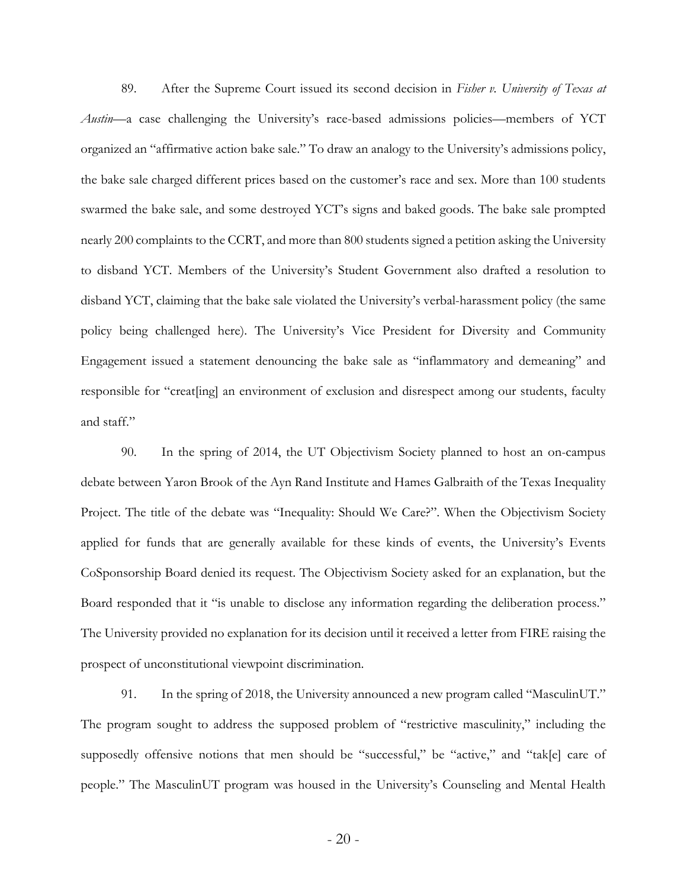89. After the Supreme Court issued its second decision in *Fisher v. University of Texas at Austin*—a case challenging the University's race-based admissions policies—members of YCT organized an "affirmative action bake sale." To draw an analogy to the University's admissions policy, the bake sale charged different prices based on the customer's race and sex. More than 100 students swarmed the bake sale, and some destroyed YCT's signs and baked goods. The bake sale prompted nearly 200 complaints to the CCRT, and more than 800 students signed a petition asking the University to disband YCT. Members of the University's Student Government also drafted a resolution to disband YCT, claiming that the bake sale violated the University's verbal-harassment policy (the same policy being challenged here). The University's Vice President for Diversity and Community Engagement issued a statement denouncing the bake sale as "inflammatory and demeaning" and responsible for "creat[ing] an environment of exclusion and disrespect among our students, faculty and staff."

90. In the spring of 2014, the UT Objectivism Society planned to host an on-campus debate between Yaron Brook of the Ayn Rand Institute and Hames Galbraith of the Texas Inequality Project. The title of the debate was "Inequality: Should We Care?". When the Objectivism Society applied for funds that are generally available for these kinds of events, the University's Events CoSponsorship Board denied its request. The Objectivism Society asked for an explanation, but the Board responded that it "is unable to disclose any information regarding the deliberation process." The University provided no explanation for its decision until it received a letter from FIRE raising the prospect of unconstitutional viewpoint discrimination.

91. In the spring of 2018, the University announced a new program called "MasculinUT." The program sought to address the supposed problem of "restrictive masculinity," including the supposedly offensive notions that men should be "successful," be "active," and "tak[e] care of people." The MasculinUT program was housed in the University's Counseling and Mental Health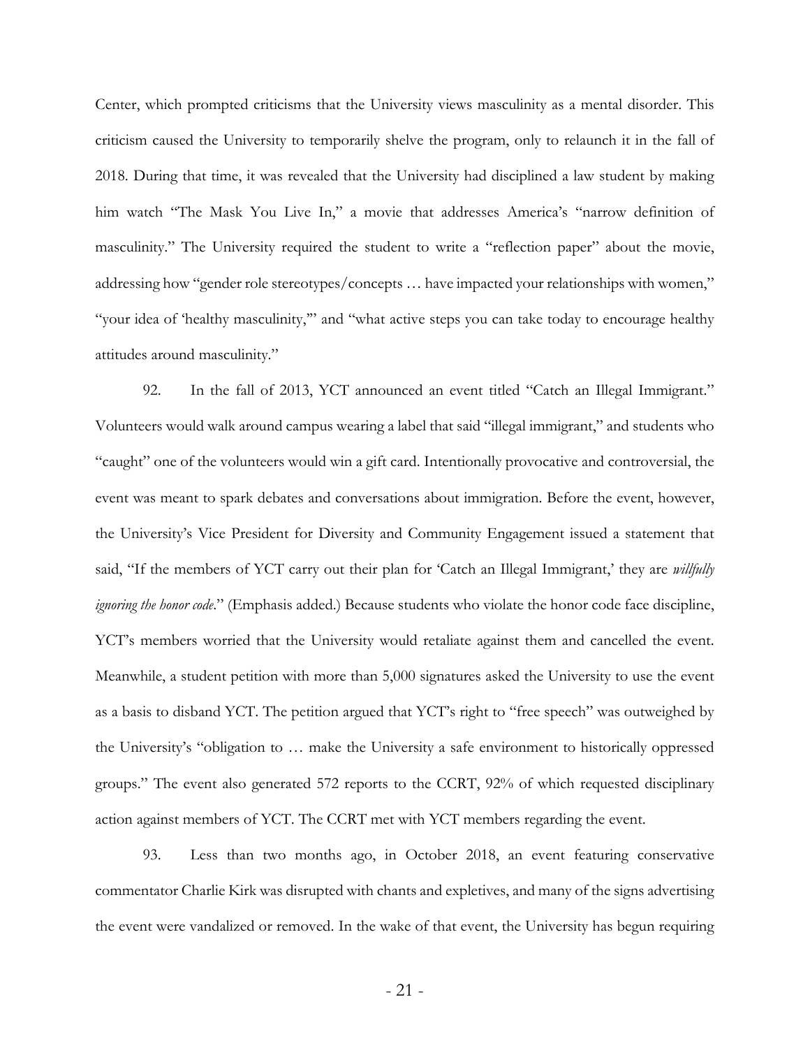Center, which prompted criticisms that the University views masculinity as a mental disorder. This criticism caused the University to temporarily shelve the program, only to relaunch it in the fall of 2018. During that time, it was revealed that the University had disciplined a law student by making him watch "The Mask You Live In," a movie that addresses America's "narrow definition of masculinity." The University required the student to write a "reflection paper" about the movie, addressing how "gender role stereotypes/concepts … have impacted your relationships with women," "your idea of 'healthy masculinity,'" and "what active steps you can take today to encourage healthy attitudes around masculinity."

92. In the fall of 2013, YCT announced an event titled "Catch an Illegal Immigrant." Volunteers would walk around campus wearing a label that said "illegal immigrant," and students who "caught" one of the volunteers would win a gift card. Intentionally provocative and controversial, the event was meant to spark debates and conversations about immigration. Before the event, however, the University's Vice President for Diversity and Community Engagement issued a statement that said, "If the members of YCT carry out their plan for 'Catch an Illegal Immigrant,' they are *willfully ignoring the honor code*." (Emphasis added.) Because students who violate the honor code face discipline, YCT's members worried that the University would retaliate against them and cancelled the event. Meanwhile, a student petition with more than 5,000 signatures asked the University to use the event as a basis to disband YCT. The petition argued that YCT's right to "free speech" was outweighed by the University's "obligation to … make the University a safe environment to historically oppressed groups." The event also generated 572 reports to the CCRT, 92% of which requested disciplinary action against members of YCT. The CCRT met with YCT members regarding the event.

93. Less than two months ago, in October 2018, an event featuring conservative commentator Charlie Kirk was disrupted with chants and expletives, and many of the signs advertising the event were vandalized or removed. In the wake of that event, the University has begun requiring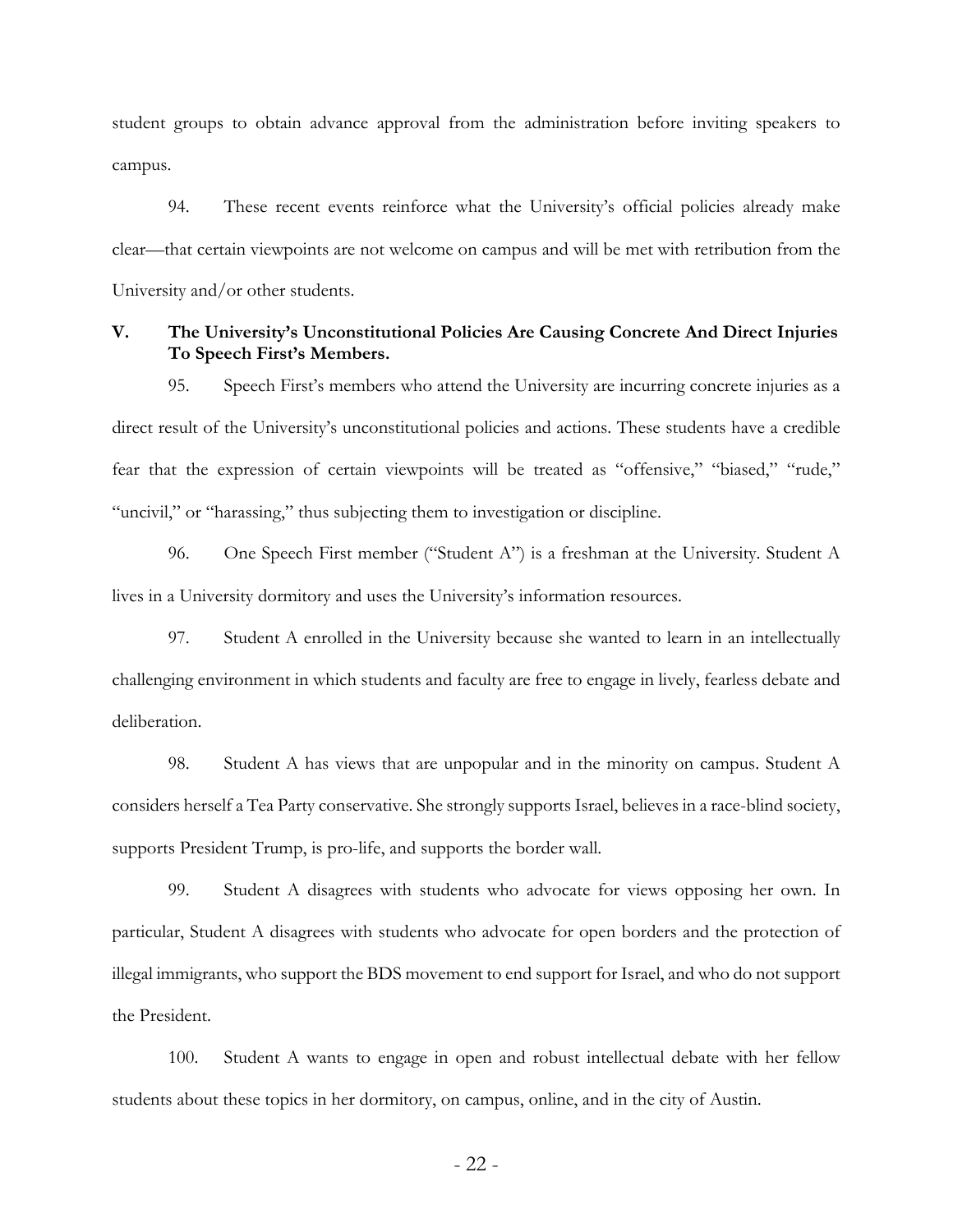student groups to obtain advance approval from the administration before inviting speakers to campus.

94. These recent events reinforce what the University's official policies already make clear—that certain viewpoints are not welcome on campus and will be met with retribution from the University and/or other students.

## V. The University's Unconstitutional Policies Are Causing Concrete And Direct Injuries To Speech First's Members.

95. Speech First's members who attend the University are incurring concrete injuries as a direct result of the University's unconstitutional policies and actions. These students have a credible fear that the expression of certain viewpoints will be treated as "offensive," "biased," "rude," "uncivil," or "harassing," thus subjecting them to investigation or discipline.

96. One Speech First member ("Student A") is a freshman at the University. Student A lives in a University dormitory and uses the University's information resources.

97. Student A enrolled in the University because she wanted to learn in an intellectually challenging environment in which students and faculty are free to engage in lively, fearless debate and deliberation.

98. Student A has views that are unpopular and in the minority on campus. Student A considers herself a Tea Party conservative. She strongly supports Israel, believes in a race-blind society, supports President Trump, is pro-life, and supports the border wall.

99. Student A disagrees with students who advocate for views opposing her own. In particular, Student A disagrees with students who advocate for open borders and the protection of illegal immigrants, who support the BDS movement to end support for Israel, and who do not support the President.

100. Student A wants to engage in open and robust intellectual debate with her fellow students about these topics in her dormitory, on campus, online, and in the city of Austin.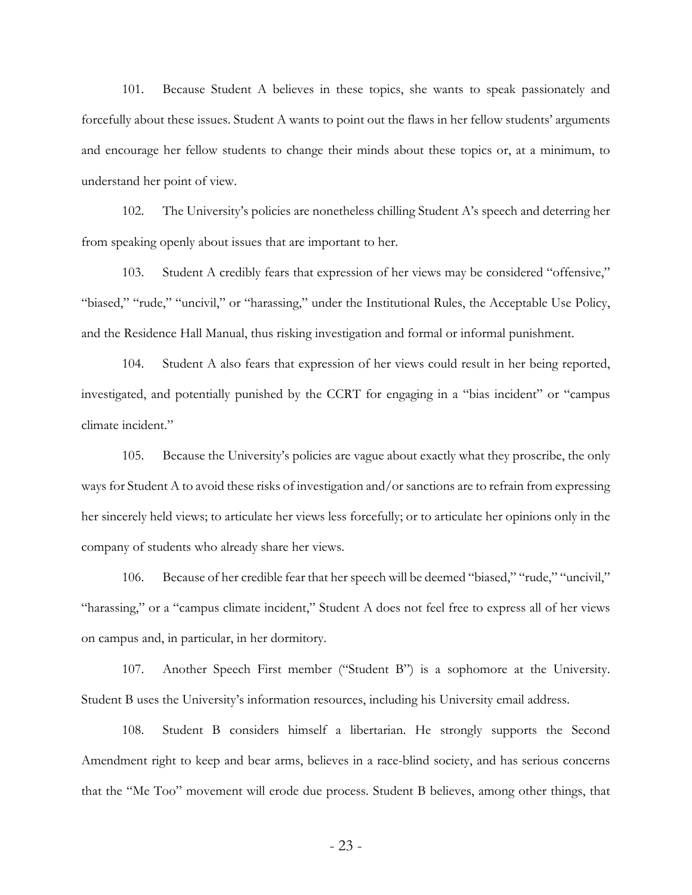101. Because Student A believes in these topics, she wants to speak passionately and forcefully about these issues. Student A wants to point out the flaws in her fellow students' arguments and encourage her fellow students to change their minds about these topics or, at a minimum, to understand her point of view.

102. The University's policies are nonetheless chilling Student A's speech and deterring her from speaking openly about issues that are important to her.

103. Student A credibly fears that expression of her views may be considered "offensive," "biased," "rude," "uncivil," or "harassing," under the Institutional Rules, the Acceptable Use Policy, and the Residence Hall Manual, thus risking investigation and formal or informal punishment.

104. Student A also fears that expression of her views could result in her being reported, investigated, and potentially punished by the CCRT for engaging in a "bias incident" or "campus climate incident."

105. Because the University's policies are vague about exactly what they proscribe, the only ways for Student A to avoid these risks of investigation and/or sanctions are to refrain from expressing her sincerely held views; to articulate her views less forcefully; or to articulate her opinions only in the company of students who already share her views.

106. Because of her credible fear that her speech will be deemed "biased," "rude," "uncivil," "harassing," or a "campus climate incident," Student A does not feel free to express all of her views on campus and, in particular, in her dormitory.

107. Another Speech First member ("Student B") is a sophomore at the University. Student B uses the University's information resources, including his University email address.

108. Student B considers himself a libertarian. He strongly supports the Second Amendment right to keep and bear arms, believes in a race-blind society, and has serious concerns that the "Me Too" movement will erode due process. Student B believes, among other things, that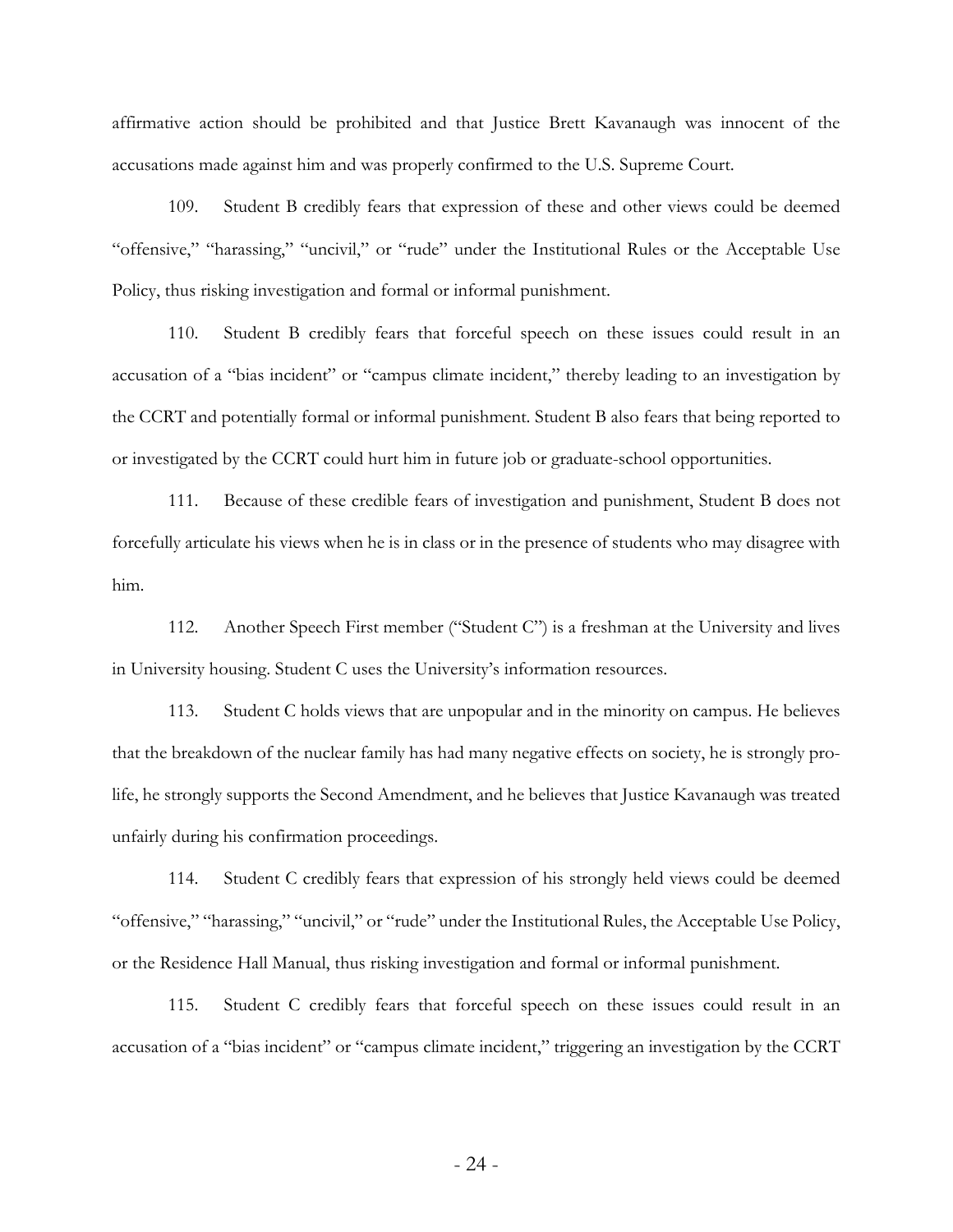affirmative action should be prohibited and that Justice Brett Kavanaugh was innocent of the accusations made against him and was properly confirmed to the U.S. Supreme Court.

109. Student B credibly fears that expression of these and other views could be deemed "offensive," "harassing," "uncivil," or "rude" under the Institutional Rules or the Acceptable Use Policy, thus risking investigation and formal or informal punishment.

110. Student B credibly fears that forceful speech on these issues could result in an accusation of a "bias incident" or "campus climate incident," thereby leading to an investigation by the CCRT and potentially formal or informal punishment. Student B also fears that being reported to or investigated by the CCRT could hurt him in future job or graduate-school opportunities.

111. Because of these credible fears of investigation and punishment, Student B does not forcefully articulate his views when he is in class or in the presence of students who may disagree with him.

112. Another Speech First member ("Student C") is a freshman at the University and lives in University housing. Student C uses the University's information resources.

113. Student C holds views that are unpopular and in the minority on campus. He believes that the breakdown of the nuclear family has had many negative effects on society, he is strongly pro-life, he strongly supports the Second Amendment, and he believes that Justice Kavanaugh was treated unfairly during his confirmation proceedings.

114. Student C credibly fears that expression of his strongly held views could be deemed "offensive," "harassing," "uncivil," or "rude" under the Institutional Rules, the Acceptable Use Policy, or the Residence Hall Manual, thus risking investigation and formal or informal punishment.

115. Student C credibly fears that forceful speech on these issues could result in an accusation of a "bias incident" or "campus climate incident," triggering an investigation by the CCRT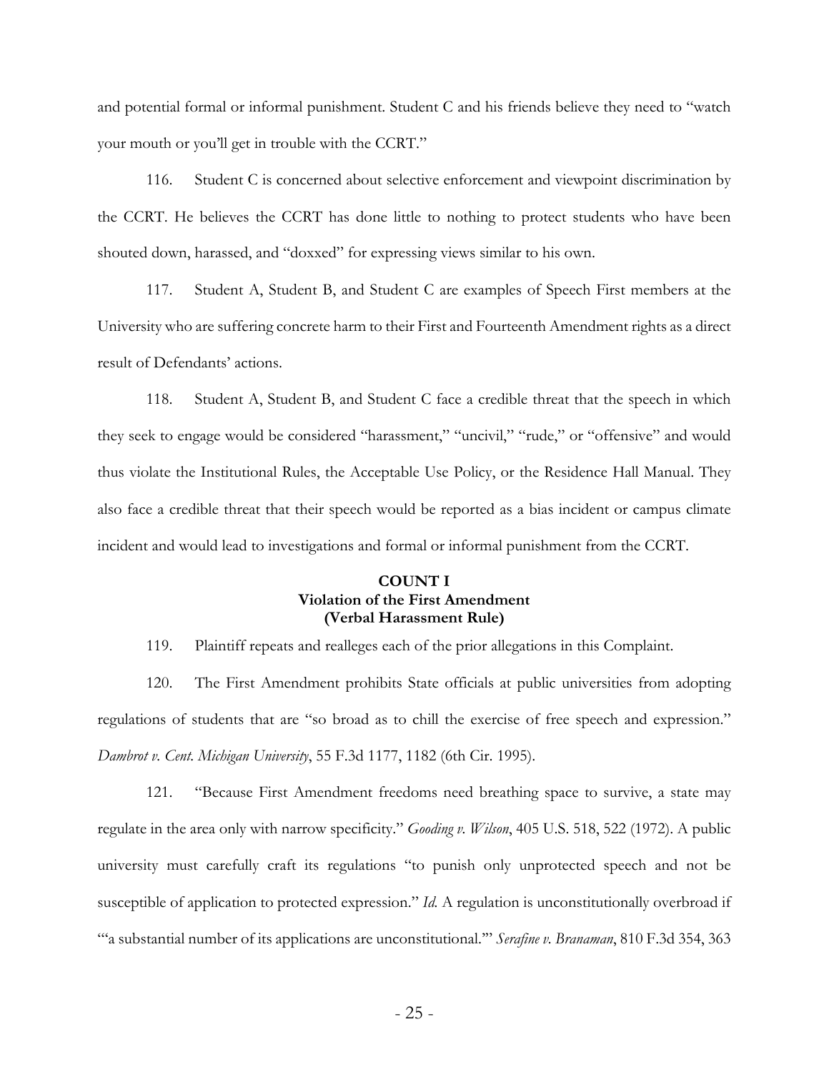and potential formal or informal punishment. Student C and his friends believe they need to "watch your mouth or you'll get in trouble with the CCRT."

116. Student C is concerned about selective enforcement and viewpoint discrimination by the CCRT. He believes the CCRT has done little to nothing to protect students who have been shouted down, harassed, and "doxxed" for expressing views similar to his own.

117. Student A, Student B, and Student C are examples of Speech First members at the University who are suffering concrete harm to their First and Fourteenth Amendment rights as a direct result of Defendants' actions.

118. Student A, Student B, and Student C face a credible threat that the speech in which they seek to engage would be considered "harassment," "uncivil," "rude," or "offensive" and would thus violate the Institutional Rules, the Acceptable Use Policy, or the Residence Hall Manual. They also face a credible threat that their speech would be reported as a bias incident or campus climate incident and would lead to investigations and formal or informal punishment from the CCRT.

**COUNT I**
**Violation of the First Amendment**
**(Verbal Harassment Rule)**

119. Plaintiff repeats and realleges each of the prior allegations in this Complaint.

120. The First Amendment prohibits State officials at public universities from adopting regulations of students that are "so broad as to chill the exercise of free speech and expression." *Dambrot v. Cent. Michigan University*, 55 F.3d 1177, 1182 (6th Cir. 1995).

121. "Because First Amendment freedoms need breathing space to survive, a state may regulate in the area only with narrow specificity." *Gooding v. Wilson*, 405 U.S. 518, 522 (1972). A public university must carefully craft its regulations "to punish only unprotected speech and not be susceptible of application to protected expression." *Id.* A regulation is unconstitutionally overbroad if "'a substantial number of its applications are unconstitutional.'" *Serafine v. Branaman*, 810 F.3d 354, 363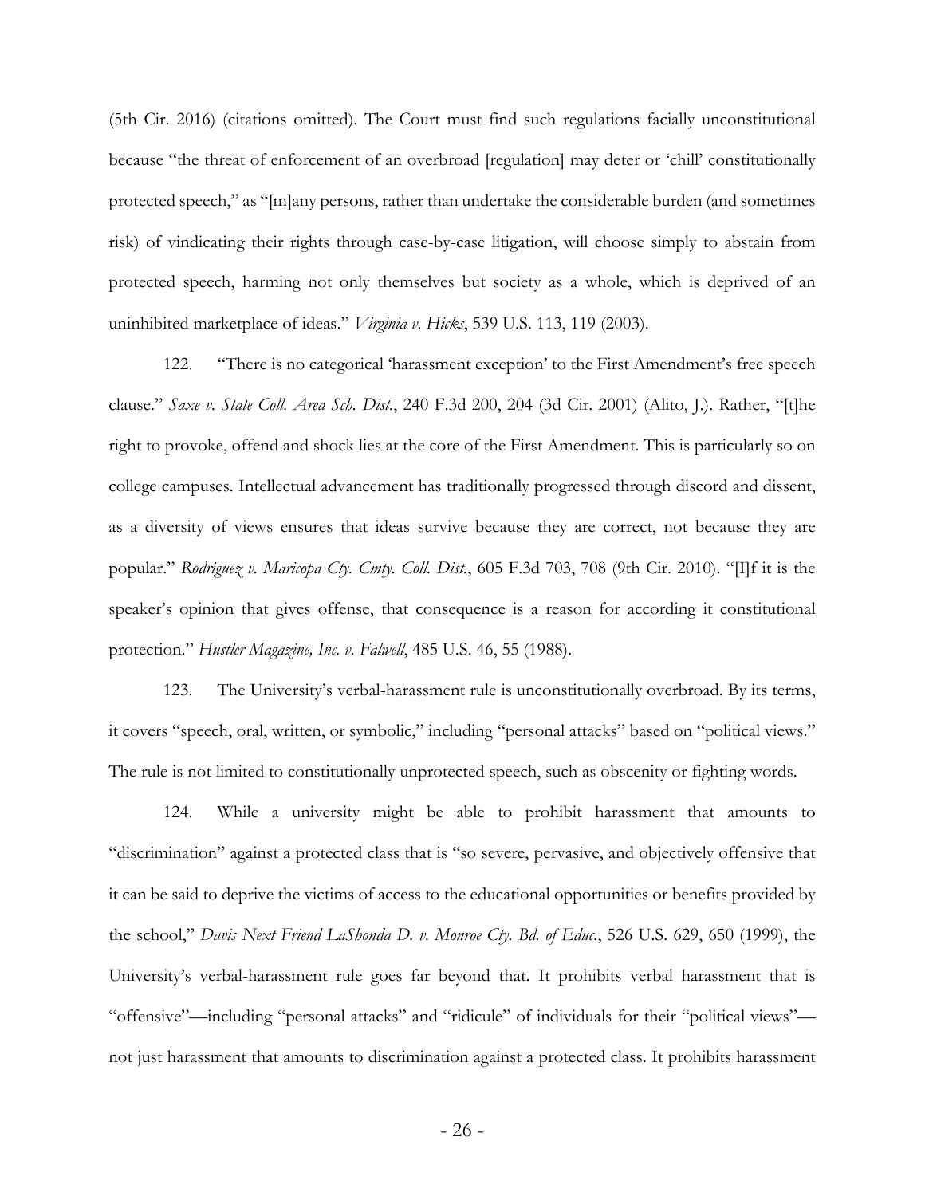(5th Cir. 2016) (citations omitted). The Court must find such regulations facially unconstitutional because "the threat of enforcement of an overbroad [regulation] may deter or 'chill' constitutionally protected speech," as "[m]any persons, rather than undertake the considerable burden (and sometimes risk) of vindicating their rights through case-by-case litigation, will choose simply to abstain from protected speech, harming not only themselves but society as a whole, which is deprived of an uninhibited marketplace of ideas." *Virginia v. Hicks*, 539 U.S. 113, 119 (2003).

122. "There is no categorical 'harassment exception' to the First Amendment's free speech clause." *Saxe v. State Coll. Area Sch. Dist.*, 240 F.3d 200, 204 (3d Cir. 2001) (Alito, J.). Rather, "[t]he right to provoke, offend and shock lies at the core of the First Amendment. This is particularly so on college campuses. Intellectual advancement has traditionally progressed through discord and dissent, as a diversity of views ensures that ideas survive because they are correct, not because they are popular." *Rodriguez v. Maricopa Cty. Cmty. Coll. Dist.*, 605 F.3d 703, 708 (9th Cir. 2010). "[I]f it is the speaker's opinion that gives offense, that consequence is a reason for according it constitutional protection." *Hustler Magazine, Inc. v. Falwell*, 485 U.S. 46, 55 (1988).

123. The University's verbal-harassment rule is unconstitutionally overbroad. By its terms, it covers "speech, oral, written, or symbolic," including "personal attacks" based on "political views." The rule is not limited to constitutionally unprotected speech, such as obscenity or fighting words.

124. While a university might be able to prohibit harassment that amounts to "discrimination" against a protected class that is "so severe, pervasive, and objectively offensive that it can be said to deprive the victims of access to the educational opportunities or benefits provided by the school," *Davis Next Friend LaShonda D. v. Monroe Cty. Bd. of Educ.*, 526 U.S. 629, 650 (1999), the University's verbal-harassment rule goes far beyond that. It prohibits verbal harassment that is "offensive"—including "personal attacks" and "ridicule" of individuals for their "political views"—not just harassment that amounts to discrimination against a protected class. It prohibits harassment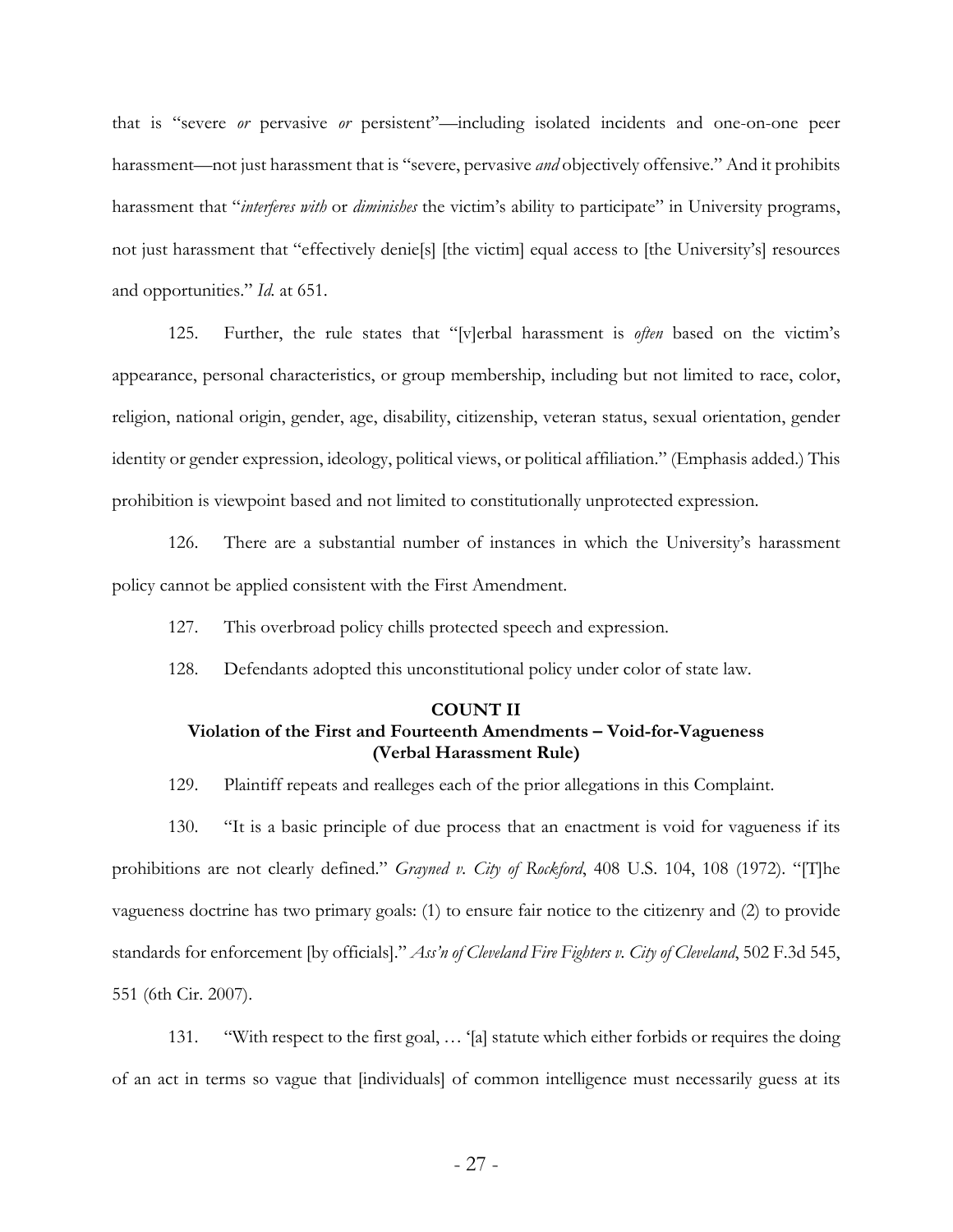that is "severe *or* pervasive *or* persistent"—including isolated incidents and one-on-one peer harassment—not just harassment that is "severe, pervasive *and* objectively offensive." And it prohibits harassment that "*interferes with* or *diminishes* the victim's ability to participate" in University programs, not just harassment that "effectively denie[s] [the victim] equal access to [the University's] resources and opportunities." *Id.* at 651.

125. Further, the rule states that "[v]erbal harassment is *often* based on the victim's appearance, personal characteristics, or group membership, including but not limited to race, color, religion, national origin, gender, age, disability, citizenship, veteran status, sexual orientation, gender identity or gender expression, ideology, political views, or political affiliation." (Emphasis added.) This prohibition is viewpoint based and not limited to constitutionally unprotected expression.

126. There are a substantial number of instances in which the University's harassment policy cannot be applied consistent with the First Amendment.

127. This overbroad policy chills protected speech and expression.

128. Defendants adopted this unconstitutional policy under color of state law.

**COUNT II**
**Violation of the First and Fourteenth Amendments – Void-for-Vagueness**
**(Verbal Harassment Rule)**

129. Plaintiff repeats and realleges each of the prior allegations in this Complaint.

130. "It is a basic principle of due process that an enactment is void for vagueness if its prohibitions are not clearly defined." *Grayned v. City of Rockford*, 408 U.S. 104, 108 (1972). "[T]he vagueness doctrine has two primary goals: (1) to ensure fair notice to the citizenry and (2) to provide standards for enforcement [by officials]." *Ass'n of Cleveland Fire Fighters v. City of Cleveland*, 502 F.3d 545, 551 (6th Cir. 2007).

131. "With respect to the first goal, … '[a] statute which either forbids or requires the doing of an act in terms so vague that [individuals] of common intelligence must necessarily guess at its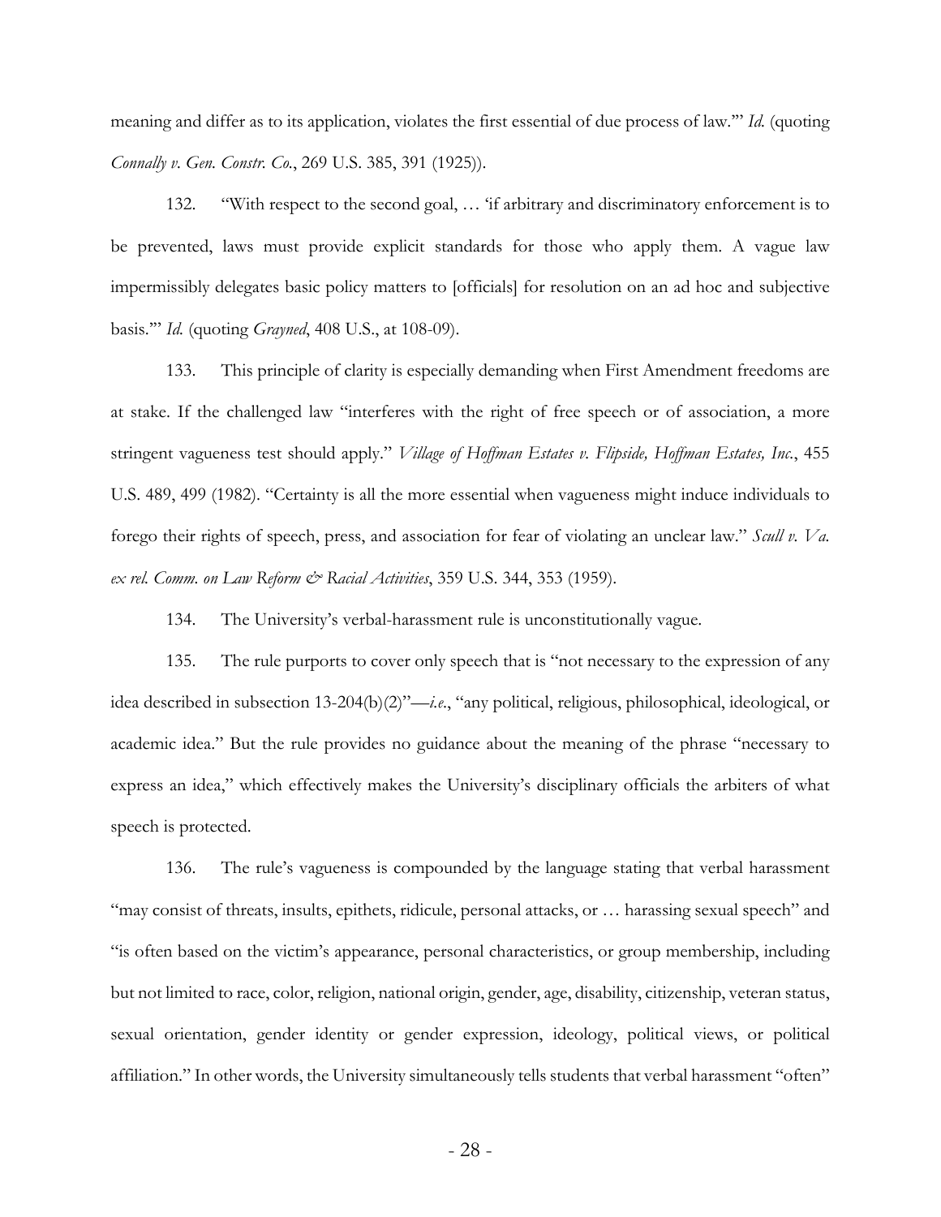meaning and differ as to its application, violates the first essential of due process of law.'" *Id.* (quoting *Connally v. Gen. Constr. Co.*, 269 U.S. 385, 391 (1925)).

132. "With respect to the second goal, … 'if arbitrary and discriminatory enforcement is to be prevented, laws must provide explicit standards for those who apply them. A vague law impermissibly delegates basic policy matters to [officials] for resolution on an ad hoc and subjective basis.'" *Id.* (quoting *Grayned*, 408 U.S., at 108-09).

133. This principle of clarity is especially demanding when First Amendment freedoms are at stake. If the challenged law "interferes with the right of free speech or of association, a more stringent vagueness test should apply." *Village of Hoffman Estates v. Flipside, Hoffman Estates, Inc.*, 455 U.S. 489, 499 (1982). "Certainty is all the more essential when vagueness might induce individuals to forego their rights of speech, press, and association for fear of violating an unclear law." *Scull v. Va. ex rel. Comm. on Law Reform & Racial Activities*, 359 U.S. 344, 353 (1959).

134. The University's verbal-harassment rule is unconstitutionally vague.

135. The rule purports to cover only speech that is "not necessary to the expression of any idea described in subsection 13-204(b)(2)"—*i.e.*, "any political, religious, philosophical, ideological, or academic idea." But the rule provides no guidance about the meaning of the phrase "necessary to express an idea," which effectively makes the University's disciplinary officials the arbiters of what speech is protected.

136. The rule's vagueness is compounded by the language stating that verbal harassment "may consist of threats, insults, epithets, ridicule, personal attacks, or … harassing sexual speech" and "is often based on the victim's appearance, personal characteristics, or group membership, including but not limited to race, color, religion, national origin, gender, age, disability, citizenship, veteran status, sexual orientation, gender identity or gender expression, ideology, political views, or political affiliation." In other words, the University simultaneously tells students that verbal harassment "often"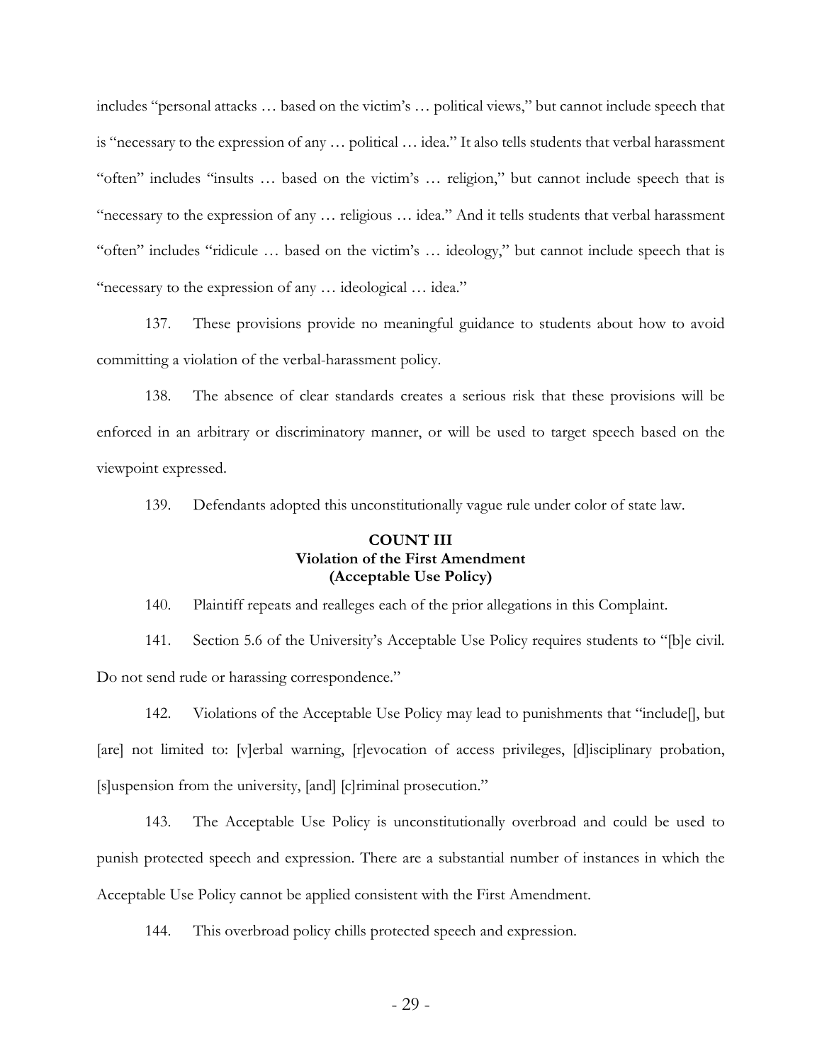includes "personal attacks … based on the victim's … political views," but cannot include speech that is "necessary to the expression of any … political … idea." It also tells students that verbal harassment "often" includes "insults … based on the victim's … religion," but cannot include speech that is "necessary to the expression of any … religious … idea." And it tells students that verbal harassment "often" includes "ridicule … based on the victim's … ideology," but cannot include speech that is "necessary to the expression of any … ideological … idea."

137. These provisions provide no meaningful guidance to students about how to avoid committing a violation of the verbal-harassment policy.

138. The absence of clear standards creates a serious risk that these provisions will be enforced in an arbitrary or discriminatory manner, or will be used to target speech based on the viewpoint expressed.

139. Defendants adopted this unconstitutionally vague rule under color of state law.

**COUNT III**
**Violation of the First Amendment**
**(Acceptable Use Policy)**

140. Plaintiff repeats and realleges each of the prior allegations in this Complaint.

141. Section 5.6 of the University's Acceptable Use Policy requires students to "[b]e civil. Do not send rude or harassing correspondence."

142. Violations of the Acceptable Use Policy may lead to punishments that "include[], but [are] not limited to: [v]erbal warning, [r]evocation of access privileges, [d]isciplinary probation, [s]uspension from the university, [and] [c]riminal prosecution."

143. The Acceptable Use Policy is unconstitutionally overbroad and could be used to punish protected speech and expression. There are a substantial number of instances in which the Acceptable Use Policy cannot be applied consistent with the First Amendment.

144. This overbroad policy chills protected speech and expression.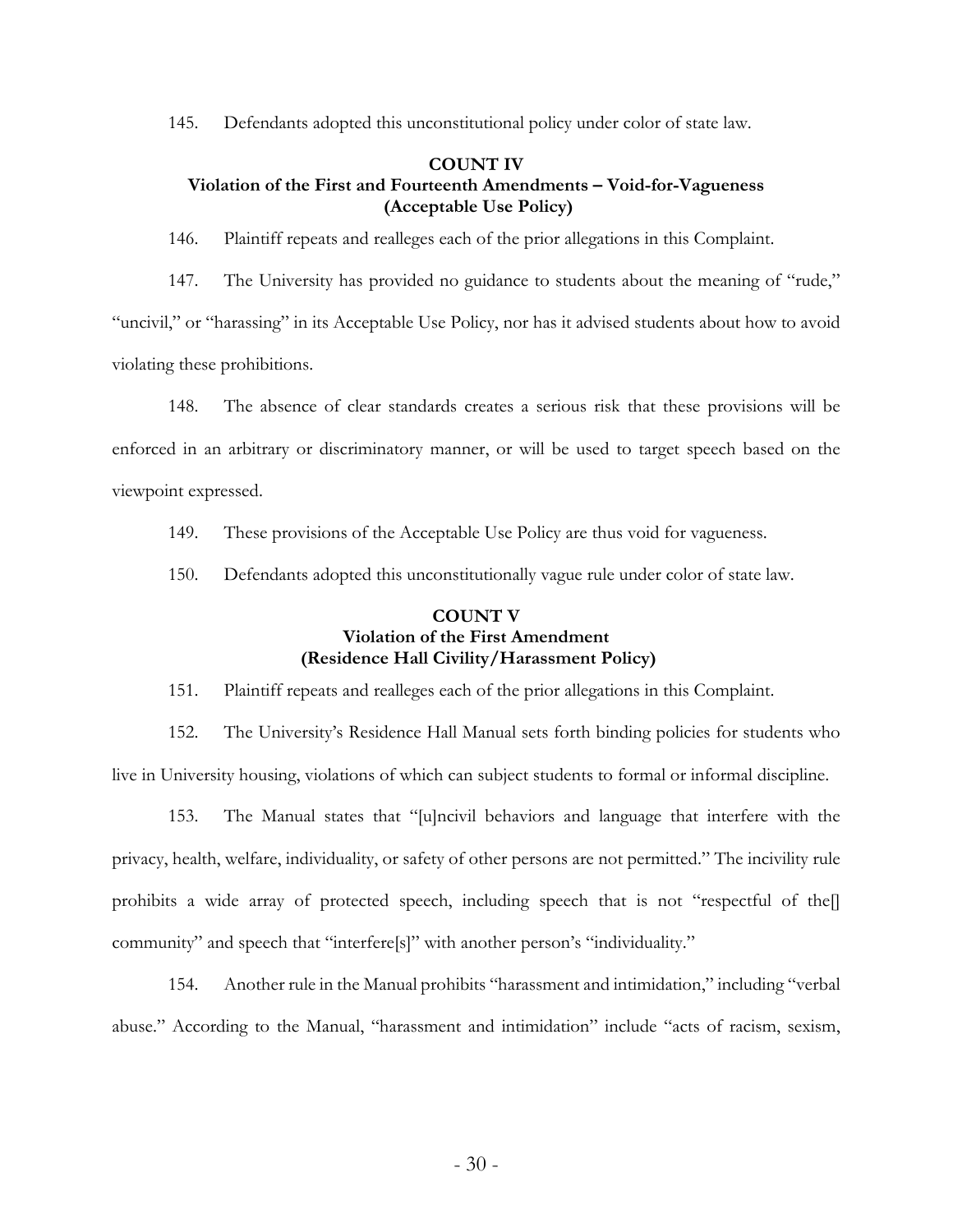145. Defendants adopted this unconstitutional policy under color of state law.

**COUNT IV**
**Violation of the First and Fourteenth Amendments – Void-for-Vagueness**
**(Acceptable Use Policy)**

146. Plaintiff repeats and realleges each of the prior allegations in this Complaint.

147. The University has provided no guidance to students about the meaning of "rude," "uncivil," or "harassing" in its Acceptable Use Policy, nor has it advised students about how to avoid violating these prohibitions.

148. The absence of clear standards creates a serious risk that these provisions will be enforced in an arbitrary or discriminatory manner, or will be used to target speech based on the viewpoint expressed.

149. These provisions of the Acceptable Use Policy are thus void for vagueness.

150. Defendants adopted this unconstitutionally vague rule under color of state law.

**COUNT V**
**Violation of the First Amendment**
**(Residence Hall Civility/Harassment Policy)**

151. Plaintiff repeats and realleges each of the prior allegations in this Complaint.

152. The University's Residence Hall Manual sets forth binding policies for students who live in University housing, violations of which can subject students to formal or informal discipline.

153. The Manual states that "[u]ncivil behaviors and language that interfere with the privacy, health, welfare, individuality, or safety of other persons are not permitted." The incivility rule prohibits a wide array of protected speech, including speech that is not "respectful of the[] community" and speech that "interfere[s]" with another person's "individuality."

154. Another rule in the Manual prohibits "harassment and intimidation," including "verbal abuse." According to the Manual, "harassment and intimidation" include "acts of racism, sexism,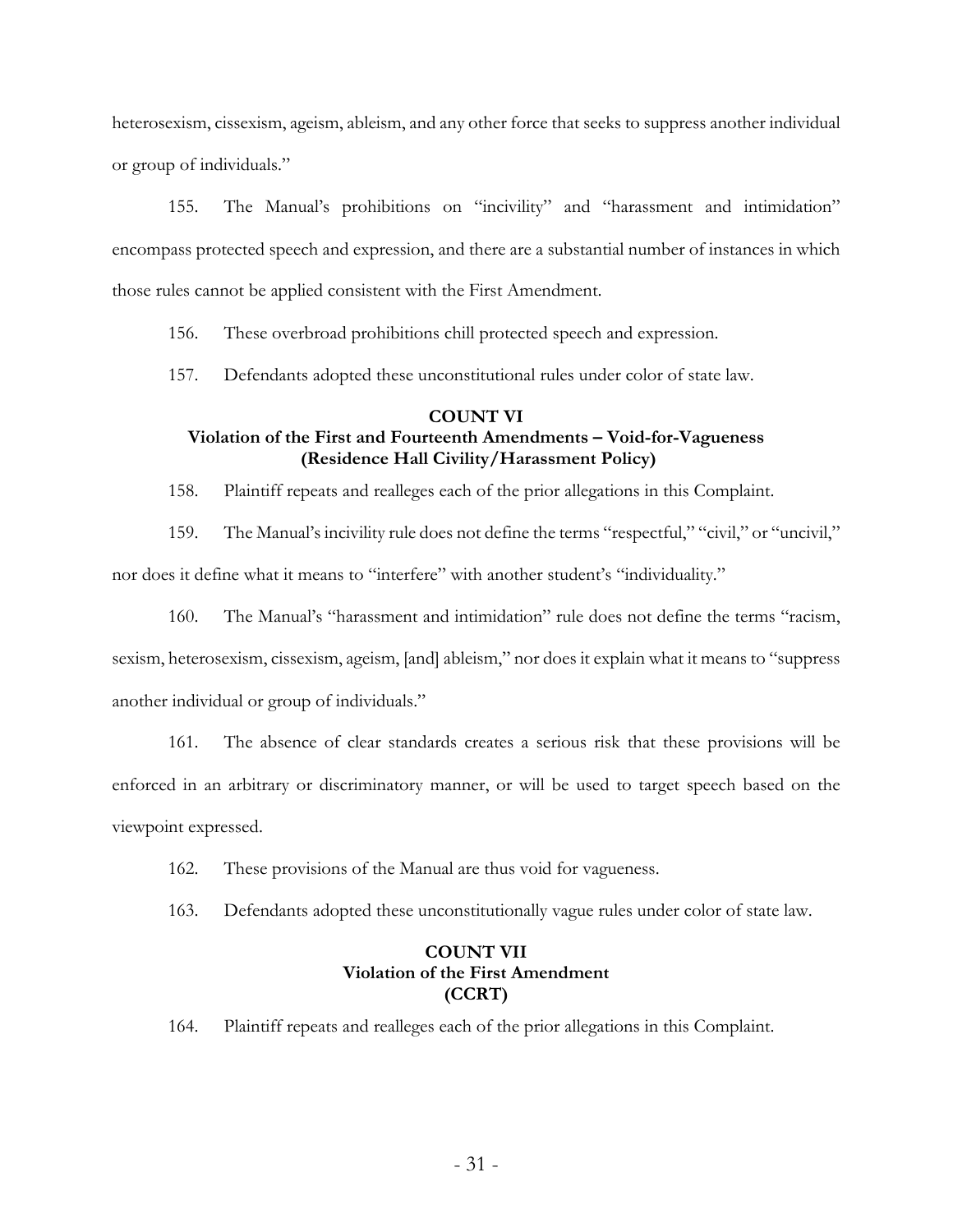heterosexism, cissexism, ageism, ableism, and any other force that seeks to suppress another individual or group of individuals."

155. The Manual's prohibitions on "incivility" and "harassment and intimidation" encompass protected speech and expression, and there are a substantial number of instances in which those rules cannot be applied consistent with the First Amendment.

156. These overbroad prohibitions chill protected speech and expression.

157. Defendants adopted these unconstitutional rules under color of state law.

### COUNT VI
### Violation of the First and Fourteenth Amendments – Void-for-Vagueness (Residence Hall Civility/Harassment Policy)

158. Plaintiff repeats and realleges each of the prior allegations in this Complaint.

159. The Manual's incivility rule does not define the terms "respectful," "civil," or "uncivil," nor does it define what it means to "interfere" with another student's "individuality."

160. The Manual's "harassment and intimidation" rule does not define the terms "racism, sexism, heterosexism, cissexism, ageism, [and] ableism," nor does it explain what it means to "suppress another individual or group of individuals."

161. The absence of clear standards creates a serious risk that these provisions will be enforced in an arbitrary or discriminatory manner, or will be used to target speech based on the viewpoint expressed.

162. These provisions of the Manual are thus void for vagueness.

163. Defendants adopted these unconstitutionally vague rules under color of state law.

### COUNT VII
### Violation of the First Amendment (CCRT)

164. Plaintiff repeats and realleges each of the prior allegations in this Complaint.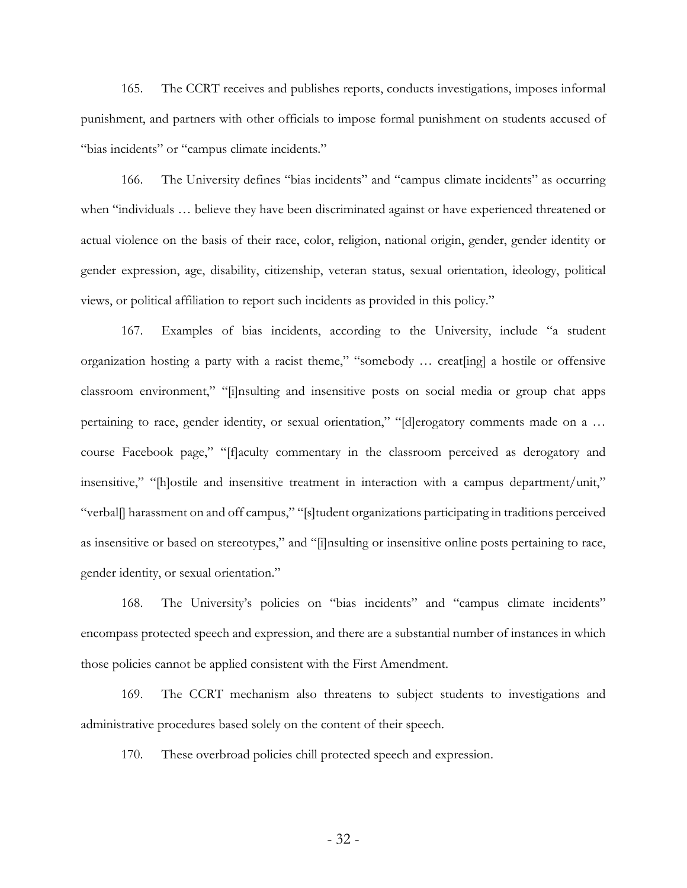165. The CCRT receives and publishes reports, conducts investigations, imposes informal punishment, and partners with other officials to impose formal punishment on students accused of "bias incidents" or "campus climate incidents."

166. The University defines "bias incidents" and "campus climate incidents" as occurring when "individuals … believe they have been discriminated against or have experienced threatened or actual violence on the basis of their race, color, religion, national origin, gender, gender identity or gender expression, age, disability, citizenship, veteran status, sexual orientation, ideology, political views, or political affiliation to report such incidents as provided in this policy."

167. Examples of bias incidents, according to the University, include "a student organization hosting a party with a racist theme," "somebody … creat[ing] a hostile or offensive classroom environment," "[i]nsulting and insensitive posts on social media or group chat apps pertaining to race, gender identity, or sexual orientation," "[d]erogatory comments made on a … course Facebook page," "[f]aculty commentary in the classroom perceived as derogatory and insensitive," "[h]ostile and insensitive treatment in interaction with a campus department/unit," "verbal[] harassment on and off campus," "[s]tudent organizations participating in traditions perceived as insensitive or based on stereotypes," and "[i]nsulting or insensitive online posts pertaining to race, gender identity, or sexual orientation."

168. The University's policies on "bias incidents" and "campus climate incidents" encompass protected speech and expression, and there are a substantial number of instances in which those policies cannot be applied consistent with the First Amendment.

169. The CCRT mechanism also threatens to subject students to investigations and administrative procedures based solely on the content of their speech.

170. These overbroad policies chill protected speech and expression.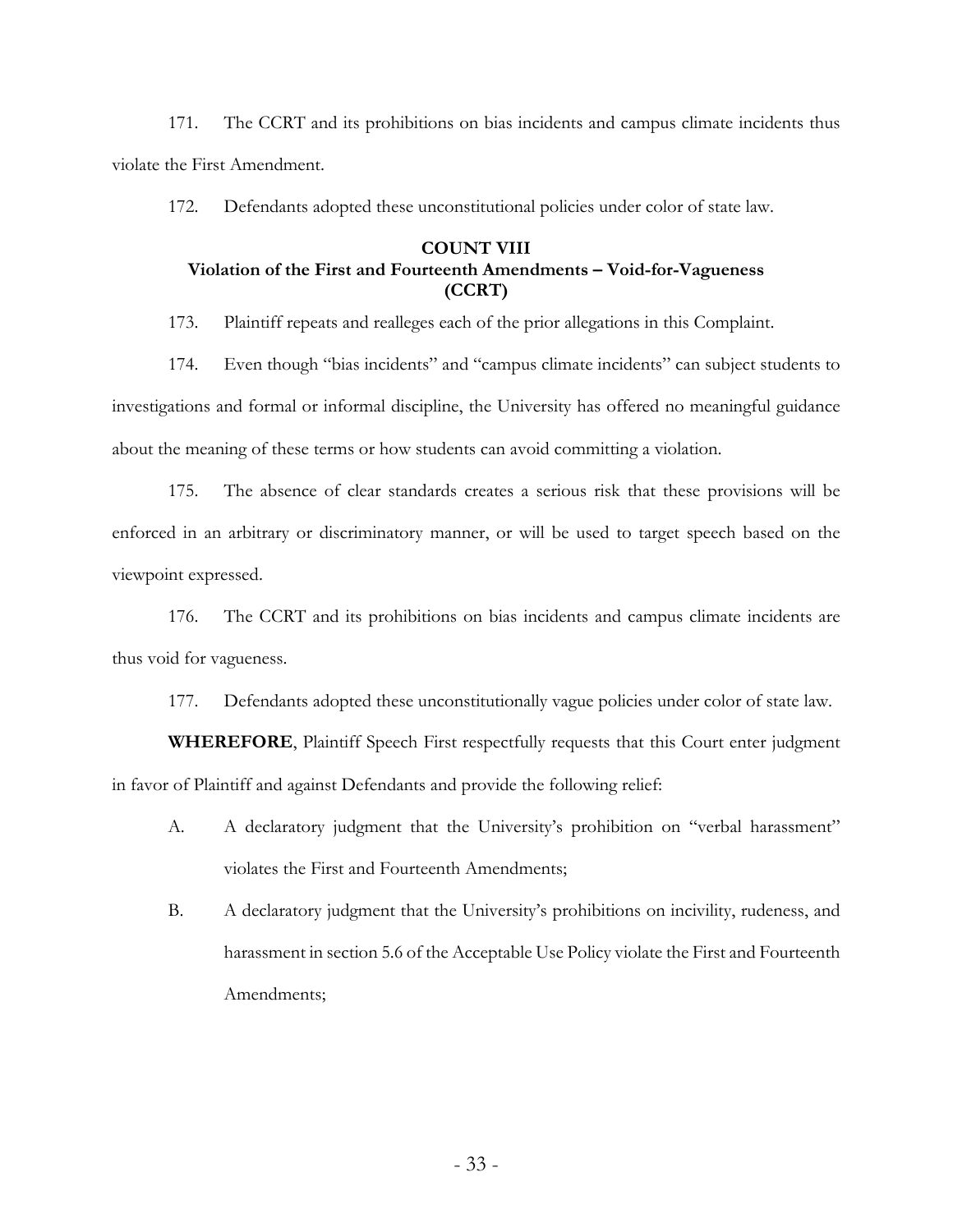171. The CCRT and its prohibitions on bias incidents and campus climate incidents thus violate the First Amendment.

172. Defendants adopted these unconstitutional policies under color of state law.

**COUNT VIII**
**Violation of the First and Fourteenth Amendments – Void-for-Vagueness (CCRT)**

173. Plaintiff repeats and realleges each of the prior allegations in this Complaint.

174. Even though "bias incidents" and "campus climate incidents" can subject students to investigations and formal or informal discipline, the University has offered no meaningful guidance about the meaning of these terms or how students can avoid committing a violation.

175. The absence of clear standards creates a serious risk that these provisions will be enforced in an arbitrary or discriminatory manner, or will be used to target speech based on the viewpoint expressed.

176. The CCRT and its prohibitions on bias incidents and campus climate incidents are thus void for vagueness.

177. Defendants adopted these unconstitutionally vague policies under color of state law.

**WHEREFORE**, Plaintiff Speech First respectfully requests that this Court enter judgment in favor of Plaintiff and against Defendants and provide the following relief:

A. A declaratory judgment that the University's prohibition on "verbal harassment" violates the First and Fourteenth Amendments;

B. A declaratory judgment that the University's prohibitions on incivility, rudeness, and harassment in section 5.6 of the Acceptable Use Policy violate the First and Fourteenth Amendments;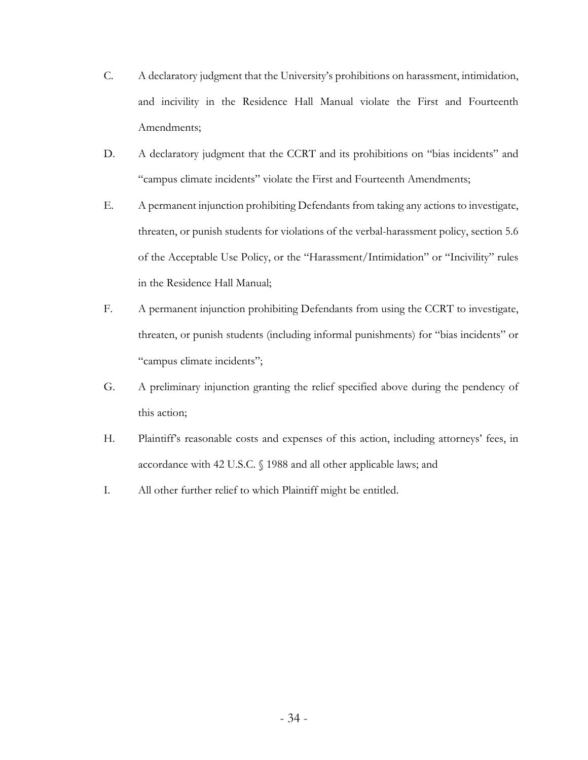C. A declaratory judgment that the University's prohibitions on harassment, intimidation, and incivility in the Residence Hall Manual violate the First and Fourteenth Amendments;

D. A declaratory judgment that the CCRT and its prohibitions on "bias incidents" and "campus climate incidents" violate the First and Fourteenth Amendments;

E. A permanent injunction prohibiting Defendants from taking any actions to investigate, threaten, or punish students for violations of the verbal-harassment policy, section 5.6 of the Acceptable Use Policy, or the "Harassment/Intimidation" or "Incivility" rules in the Residence Hall Manual;

F. A permanent injunction prohibiting Defendants from using the CCRT to investigate, threaten, or punish students (including informal punishments) for "bias incidents" or "campus climate incidents";

G. A preliminary injunction granting the relief specified above during the pendency of this action;

H. Plaintiff's reasonable costs and expenses of this action, including attorneys' fees, in accordance with 42 U.S.C. § 1988 and all other applicable laws; and

I. All other further relief to which Plaintiff might be entitled.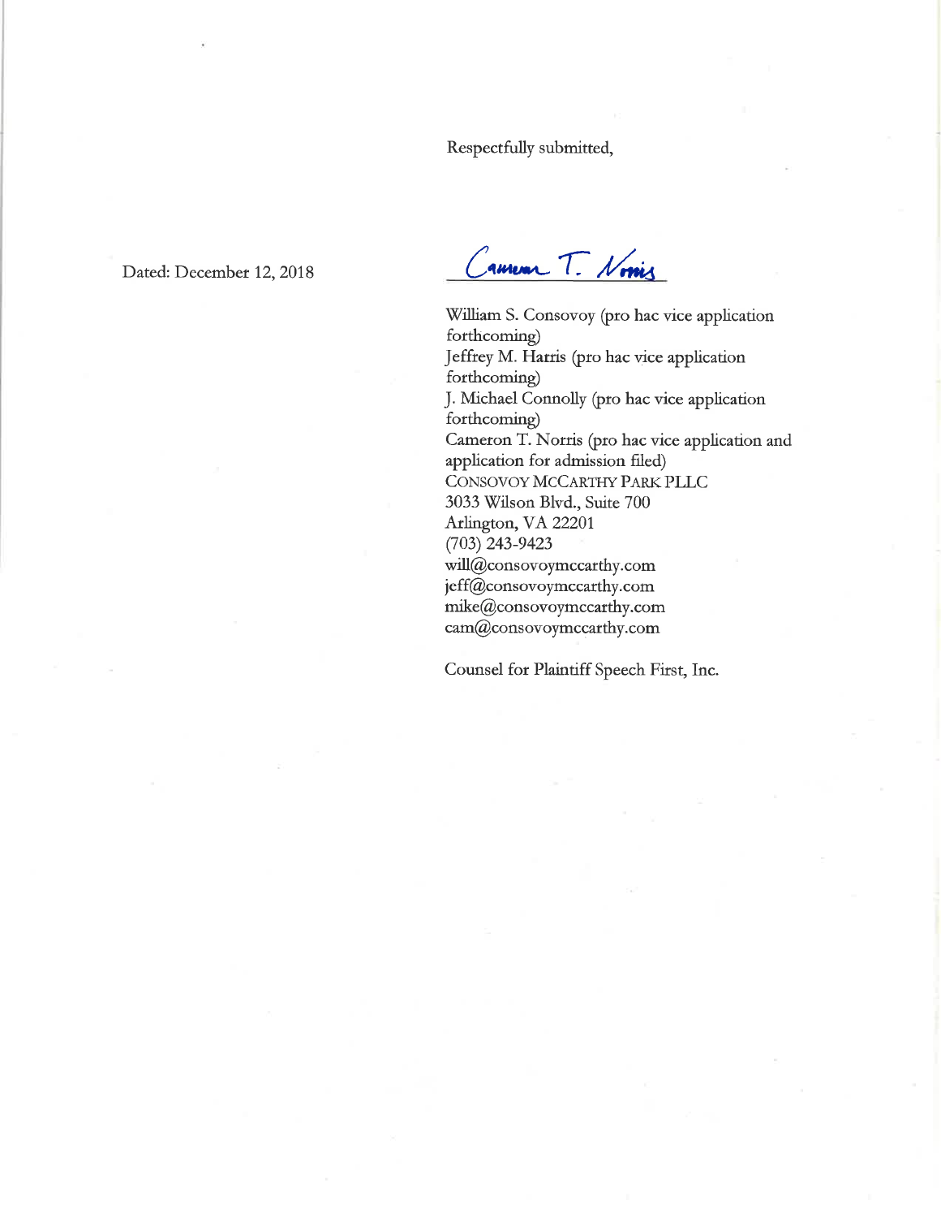Respectfully submitted,

Dated: December 12, 2018

/s/ Cameron T. Norris

William S. Consovoy (pro hac vice application forthcoming)
Jeffrey M. Harris (pro hac vice application forthcoming)
J. Michael Connolly (pro hac vice application forthcoming)
Cameron T. Norris (pro hac vice application and application for admission filed)
CONSOVOY MCCARTHY PARK PLLC
3033 Wilson Blvd., Suite 700
Arlington, VA 22201
(703) 243-9423
will@consovoymccarthy.com
jeff@consovoymccarthy.com
mike@consovoymccarthy.com
cam@consovoymccarthy.com

Counsel for Plaintiff Speech First, Inc.